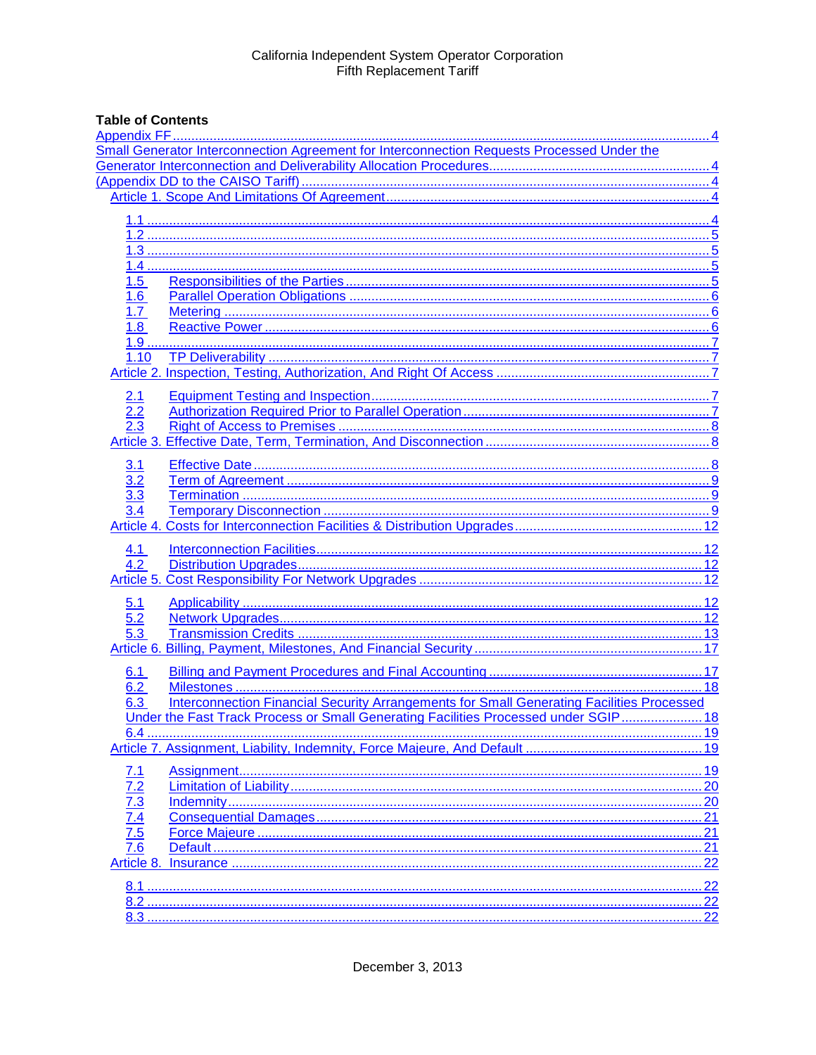California Independent System Operator Corporation
Fifth Replacement Tariff

**Table of Contents**

Appendix FF ........................................................................................................................................ 4
Small Generator Interconnection Agreement for Interconnection Requests Processed Under the Generator Interconnection and Deliverability Allocation Procedures ............................................................ 4
(Appendix DD to the CAISO Tariff) ..................................................................................................... 4

- Article 1. Scope And Limitations Of Agreement ..................................................................................... 4
  - 1.1 ............................................................................................................................................... 4
  - 1.2 ............................................................................................................................................... 5
  - 1.3 ............................................................................................................................................... 5
  - 1.4 ............................................................................................................................................... 5
  - 1.5 Responsibilities of the Parties ................................................................................................. 5
  - 1.6 Parallel Operation Obligations ................................................................................................ 6
  - 1.7 Metering ................................................................................................................................. 6
  - 1.8 Reactive Power ...................................................................................................................... 6
  - 1.9 ............................................................................................................................................... 7
  - 1.10 TP Deliverability ................................................................................................................... 7
- Article 2. Inspection, Testing, Authorization, And Right Of Access ........................................................ 7
  - 2.1 Equipment Testing and Inspection .......................................................................................... 7
  - 2.2 Authorization Required Prior to Parallel Operation ................................................................. 7
  - 2.3 Right of Access to Premises ................................................................................................... 8
- Article 3. Effective Date, Term, Termination, And Disconnection ........................................................... 8
  - 3.1 Effective Date ......................................................................................................................... 8
  - 3.2 Term of Agreement ................................................................................................................. 9
  - 3.3 Termination ............................................................................................................................ 9
  - 3.4 Temporary Disconnection ....................................................................................................... 9
- Article 4. Costs for Interconnection Facilities & Distribution Upgrades .................................................. 12
  - 4.1 Interconnection Facilities ....................................................................................................... 12
  - 4.2 Distribution Upgrades ............................................................................................................ 12
- Article 5. Cost Responsibility For Network Upgrades ........................................................................... 12
  - 5.1 Applicability ........................................................................................................................... 12
  - 5.2 Network Upgrades ................................................................................................................. 12
  - 5.3 Transmission Credits ............................................................................................................. 13
- Article 6. Billing, Payment, Milestones, And Financial Security ............................................................. 17
  - 6.1 Billing and Payment Procedures and Final Accounting .......................................................... 17
  - 6.2 Milestones ............................................................................................................................. 18
  - 6.3 Interconnection Financial Security Arrangements for Small Generating Facilities Processed Under the Fast Track Process or Small Generating Facilities Processed under SGIP ...................... 18
  - 6.4 ............................................................................................................................................... 19
- Article 7. Assignment, Liability, Indemnity, Force Majeure, And Default ............................................... 19
  - 7.1 Assignment ............................................................................................................................ 19
  - 7.2 Limitation of Liability .............................................................................................................. 20
  - 7.3 Indemnity ............................................................................................................................... 20
  - 7.4 Consequential Damages ........................................................................................................ 21
  - 7.5 Force Majeure ........................................................................................................................ 21
  - 7.6 Default ................................................................................................................................... 21
- Article 8. Insurance ............................................................................................................................... 22
  - 8.1 ............................................................................................................................................... 22
  - 8.2 ............................................................................................................................................... 22
  - 8.3 ............................................................................................................................................... 22

December 3, 2013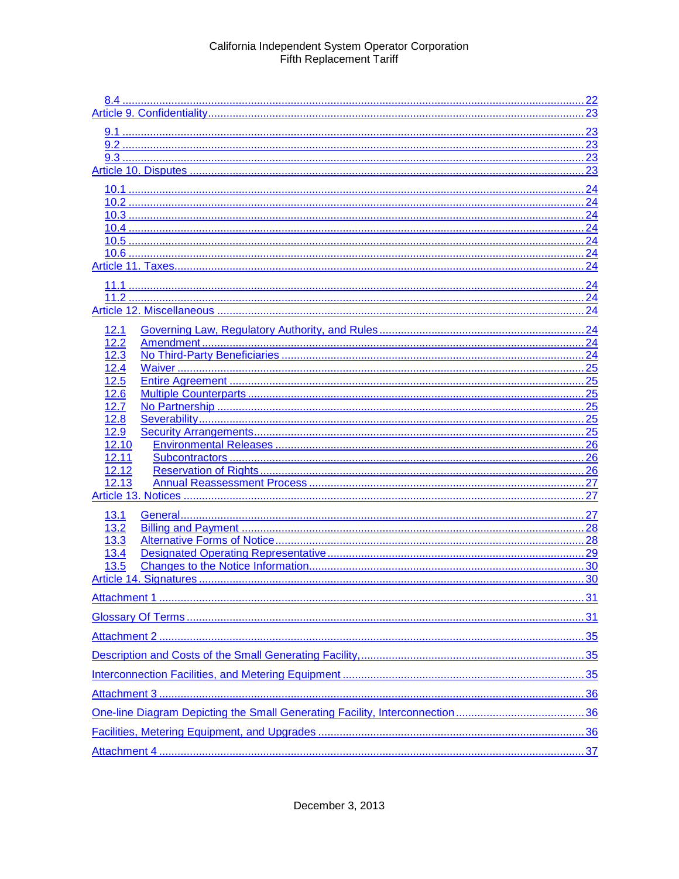[8.4 ........ 22](#)
[Article 9. Confidentiality ........ 23](#)

[9.1 ........ 23](#)
[9.2 ........ 23](#)
[9.3 ........ 23](#)

[Article 10. Disputes ........ 23](#)

[10.1 ........ 24](#)
[10.2 ........ 24](#)
[10.3 ........ 24](#)
[10.4 ........ 24](#)
[10.5 ........ 24](#)
[10.6 ........ 24](#)

[Article 11. Taxes ........ 24](#)

[11.1 ........ 24](#)
[11.2 ........ 24](#)

[Article 12. Miscellaneous ........ 24](#)

[12.1 Governing Law, Regulatory Authority, and Rules ........ 24](#)
[12.2 Amendment ........ 24](#)
[12.3 No Third-Party Beneficiaries ........ 24](#)
[12.4 Waiver ........ 25](#)
[12.5 Entire Agreement ........ 25](#)
[12.6 Multiple Counterparts ........ 25](#)
[12.7 No Partnership ........ 25](#)
[12.8 Severability ........ 25](#)
[12.9 Security Arrangements ........ 25](#)
[12.10 Environmental Releases ........ 26](#)
[12.11 Subcontractors ........ 26](#)
[12.12 Reservation of Rights ........ 26](#)
[12.13 Annual Reassessment Process ........ 27](#)

[Article 13. Notices ........ 27](#)

[13.1 General ........ 27](#)
[13.2 Billing and Payment ........ 28](#)
[13.3 Alternative Forms of Notice ........ 28](#)
[13.4 Designated Operating Representative ........ 29](#)
[13.5 Changes to the Notice Information ........ 30](#)

[Article 14. Signatures ........ 30](#)

[Attachment 1 ........ 31](#)

[Glossary Of Terms ........ 31](#)

[Attachment 2 ........ 35](#)

[Description and Costs of the Small Generating Facility, ........ 35](#)

[Interconnection Facilities, and Metering Equipment ........ 35](#)

[Attachment 3 ........ 36](#)

[One-line Diagram Depicting the Small Generating Facility, Interconnection ........ 36](#)

[Facilities, Metering Equipment, and Upgrades ........ 36](#)

[Attachment 4 ........ 37](#)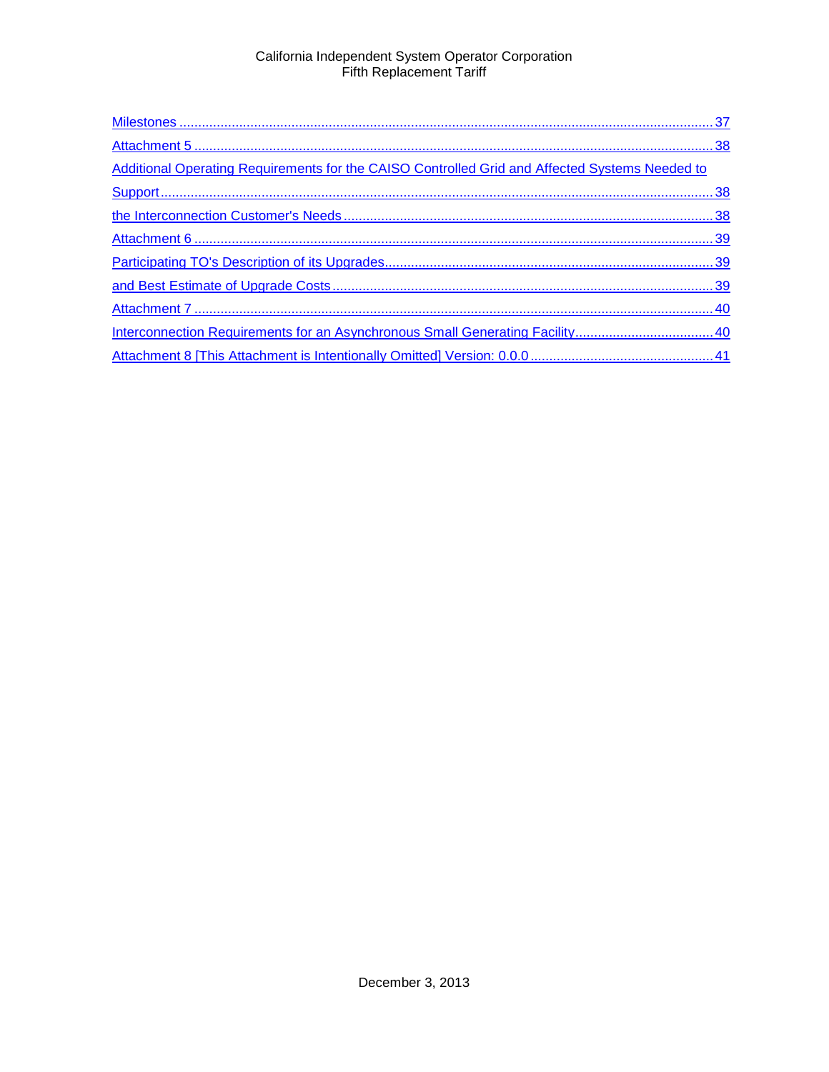Milestones ........................................................................................................................................ 37

Attachment 5 ..................................................................................................................................... 38

Additional Operating Requirements for the CAISO Controlled Grid and Affected Systems Needed to

Support ............................................................................................................................................... 38

the Interconnection Customer's Needs ............................................................................................... 38

Attachment 6 ..................................................................................................................................... 39

Participating TO's Description of its Upgrades..................................................................................... 39

and Best Estimate of Upgrade Costs .................................................................................................. 39

Attachment 7 ..................................................................................................................................... 40

Interconnection Requirements for an Asynchronous Small Generating Facility .................................... 40

Attachment 8 [This Attachment is Intentionally Omitted] Version: 0.0.0 ................................................ 41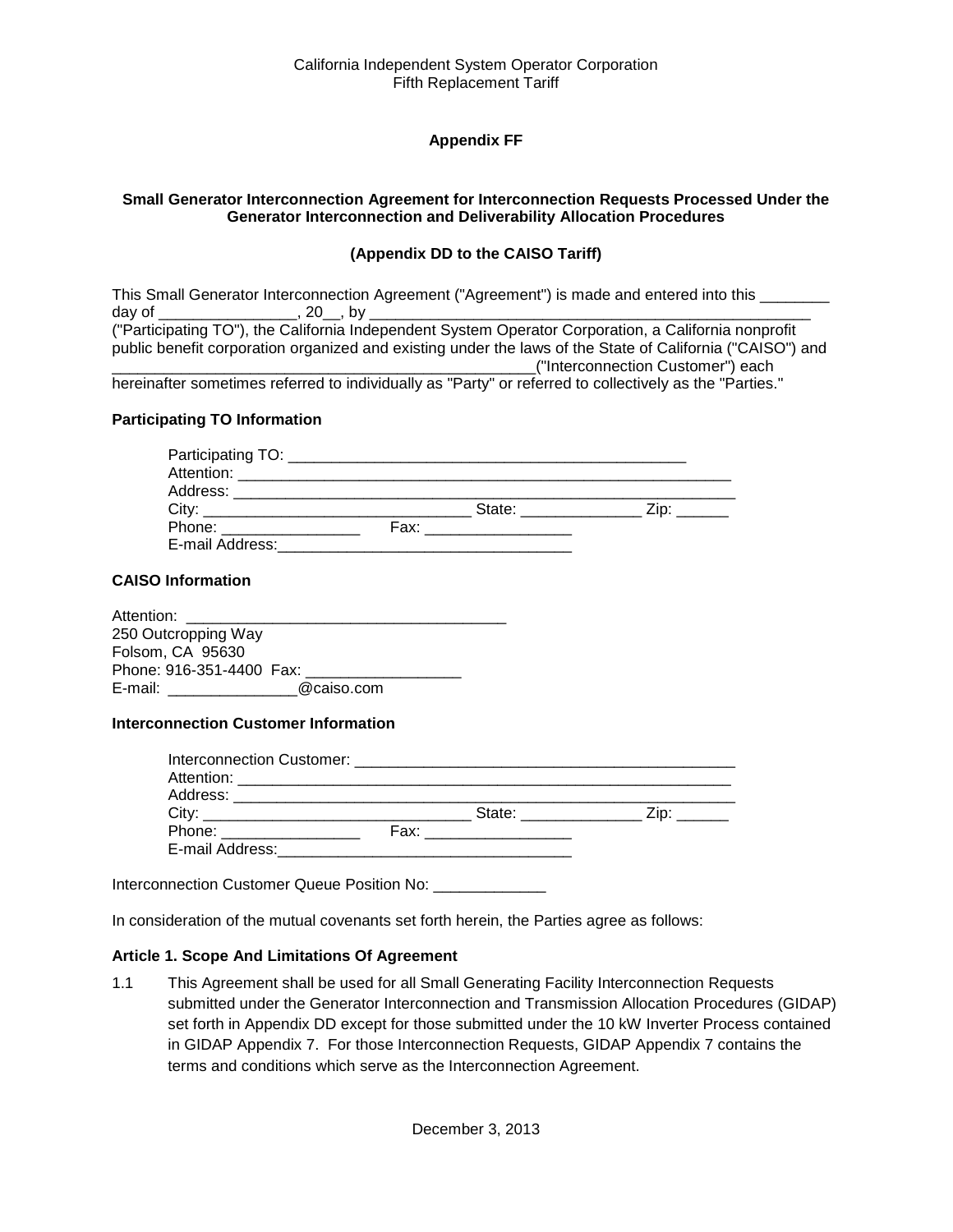California Independent System Operator Corporation
Fifth Replacement Tariff

**Appendix FF**

**Small Generator Interconnection Agreement for Interconnection Requests Processed Under the Generator Interconnection and Deliverability Allocation Procedures**

**(Appendix DD to the CAISO Tariff)**

This Small Generator Interconnection Agreement ("Agreement") is made and entered into this ________ day of ________________, 20__, by ____________________________________________________ ("Participating TO"), the California Independent System Operator Corporation, a California nonprofit public benefit corporation organized and existing under the laws of the State of California ("CAISO") and __________________________________________________("Interconnection Customer") each hereinafter sometimes referred to individually as "Party" or referred to collectively as the "Parties."

**Participating TO Information**

Participating TO: ______________________________________________
Attention: ____________________________________________________________
Address: _____________________________________________________________
City: _______________________________ State: ______________ Zip: ______
Phone: ________________ Fax: _________________
E-mail Address:___________________________________

**CAISO Information**

Attention: _____________________________________
250 Outcropping Way
Folsom, CA 95630
Phone: 916-351-4400 Fax: __________________
E-mail: _______________@caiso.com

**Interconnection Customer Information**

Interconnection Customer: ____________________________________________
Attention: ____________________________________________________________
Address: _____________________________________________________________
City: _______________________________ State: ______________ Zip: ______
Phone: ________________ Fax: _________________
E-mail Address:___________________________________

Interconnection Customer Queue Position No: _____________

In consideration of the mutual covenants set forth herein, the Parties agree as follows:

**Article 1. Scope And Limitations Of Agreement**

1.1 This Agreement shall be used for all Small Generating Facility Interconnection Requests submitted under the Generator Interconnection and Transmission Allocation Procedures (GIDAP) set forth in Appendix DD except for those submitted under the 10 kW Inverter Process contained in GIDAP Appendix 7. For those Interconnection Requests, GIDAP Appendix 7 contains the terms and conditions which serve as the Interconnection Agreement.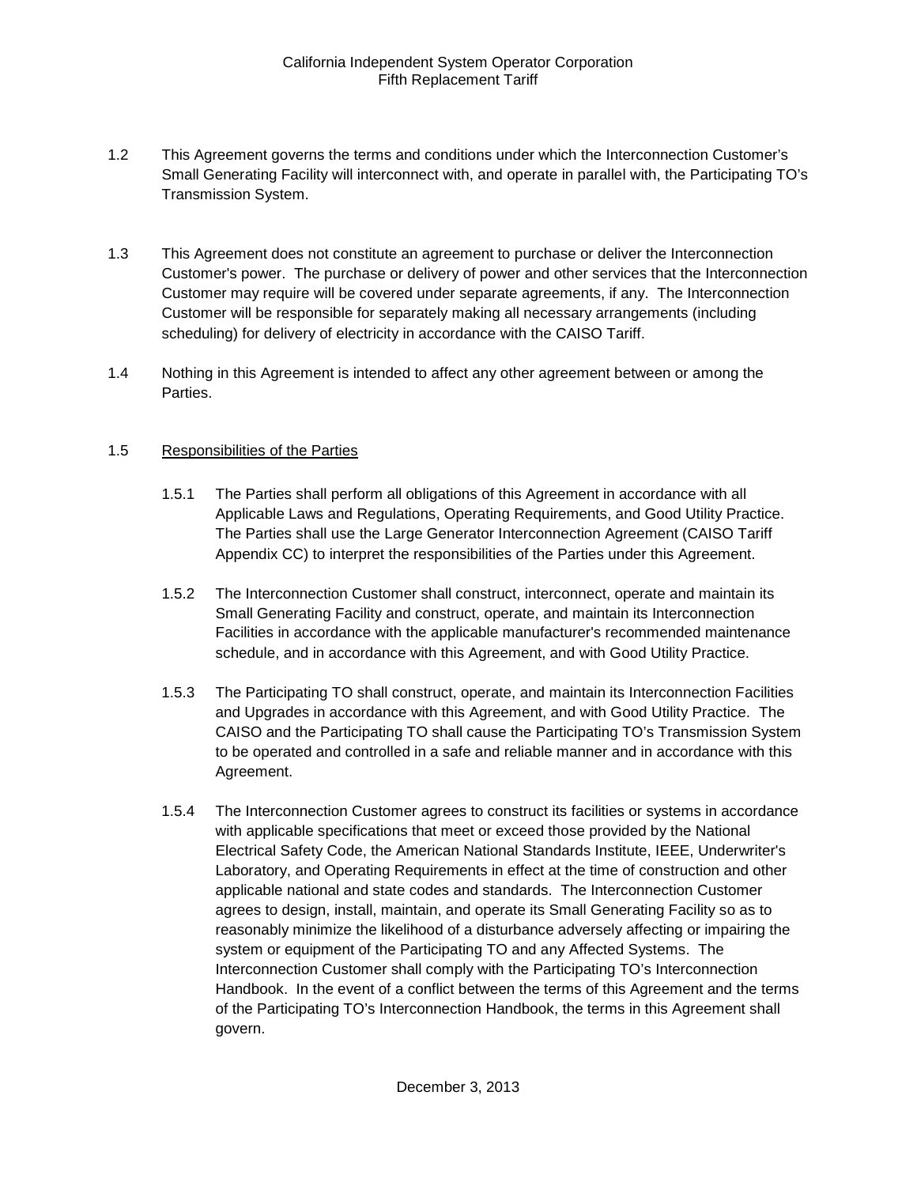1.2 This Agreement governs the terms and conditions under which the Interconnection Customer's Small Generating Facility will interconnect with, and operate in parallel with, the Participating TO's Transmission System.

1.3 This Agreement does not constitute an agreement to purchase or deliver the Interconnection Customer's power. The purchase or delivery of power and other services that the Interconnection Customer may require will be covered under separate agreements, if any. The Interconnection Customer will be responsible for separately making all necessary arrangements (including scheduling) for delivery of electricity in accordance with the CAISO Tariff.

1.4 Nothing in this Agreement is intended to affect any other agreement between or among the Parties.

1.5 <u>Responsibilities of the Parties</u>

1.5.1 The Parties shall perform all obligations of this Agreement in accordance with all Applicable Laws and Regulations, Operating Requirements, and Good Utility Practice. The Parties shall use the Large Generator Interconnection Agreement (CAISO Tariff Appendix CC) to interpret the responsibilities of the Parties under this Agreement.

1.5.2 The Interconnection Customer shall construct, interconnect, operate and maintain its Small Generating Facility and construct, operate, and maintain its Interconnection Facilities in accordance with the applicable manufacturer's recommended maintenance schedule, and in accordance with this Agreement, and with Good Utility Practice.

1.5.3 The Participating TO shall construct, operate, and maintain its Interconnection Facilities and Upgrades in accordance with this Agreement, and with Good Utility Practice. The CAISO and the Participating TO shall cause the Participating TO's Transmission System to be operated and controlled in a safe and reliable manner and in accordance with this Agreement.

1.5.4 The Interconnection Customer agrees to construct its facilities or systems in accordance with applicable specifications that meet or exceed those provided by the National Electrical Safety Code, the American National Standards Institute, IEEE, Underwriter's Laboratory, and Operating Requirements in effect at the time of construction and other applicable national and state codes and standards. The Interconnection Customer agrees to design, install, maintain, and operate its Small Generating Facility so as to reasonably minimize the likelihood of a disturbance adversely affecting or impairing the system or equipment of the Participating TO and any Affected Systems. The Interconnection Customer shall comply with the Participating TO's Interconnection Handbook. In the event of a conflict between the terms of this Agreement and the terms of the Participating TO's Interconnection Handbook, the terms in this Agreement shall govern.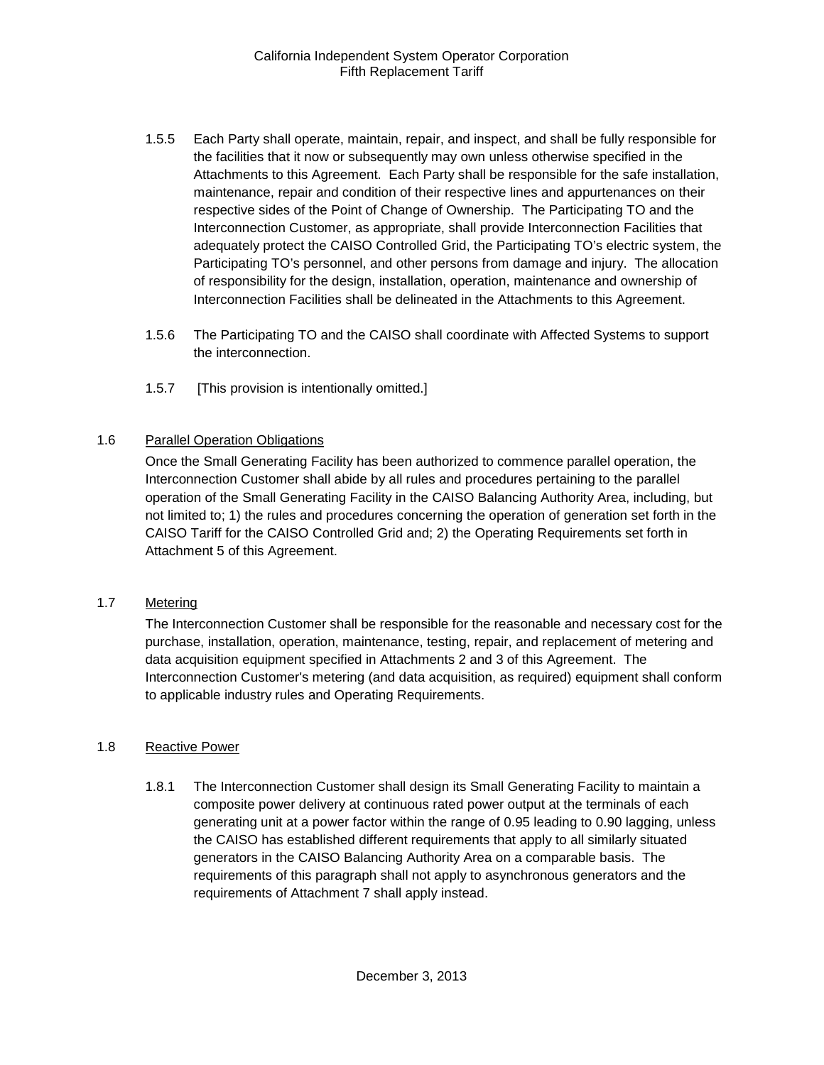1.5.5 Each Party shall operate, maintain, repair, and inspect, and shall be fully responsible for the facilities that it now or subsequently may own unless otherwise specified in the Attachments to this Agreement. Each Party shall be responsible for the safe installation, maintenance, repair and condition of their respective lines and appurtenances on their respective sides of the Point of Change of Ownership. The Participating TO and the Interconnection Customer, as appropriate, shall provide Interconnection Facilities that adequately protect the CAISO Controlled Grid, the Participating TO's electric system, the Participating TO's personnel, and other persons from damage and injury. The allocation of responsibility for the design, installation, operation, maintenance and ownership of Interconnection Facilities shall be delineated in the Attachments to this Agreement.

1.5.6 The Participating TO and the CAISO shall coordinate with Affected Systems to support the interconnection.

1.5.7 [This provision is intentionally omitted.]

1.6 Parallel Operation Obligations

Once the Small Generating Facility has been authorized to commence parallel operation, the Interconnection Customer shall abide by all rules and procedures pertaining to the parallel operation of the Small Generating Facility in the CAISO Balancing Authority Area, including, but not limited to; 1) the rules and procedures concerning the operation of generation set forth in the CAISO Tariff for the CAISO Controlled Grid and; 2) the Operating Requirements set forth in Attachment 5 of this Agreement.

1.7 Metering

The Interconnection Customer shall be responsible for the reasonable and necessary cost for the purchase, installation, operation, maintenance, testing, repair, and replacement of metering and data acquisition equipment specified in Attachments 2 and 3 of this Agreement. The Interconnection Customer's metering (and data acquisition, as required) equipment shall conform to applicable industry rules and Operating Requirements.

1.8 Reactive Power

1.8.1 The Interconnection Customer shall design its Small Generating Facility to maintain a composite power delivery at continuous rated power output at the terminals of each generating unit at a power factor within the range of 0.95 leading to 0.90 lagging, unless the CAISO has established different requirements that apply to all similarly situated generators in the CAISO Balancing Authority Area on a comparable basis. The requirements of this paragraph shall not apply to asynchronous generators and the requirements of Attachment 7 shall apply instead.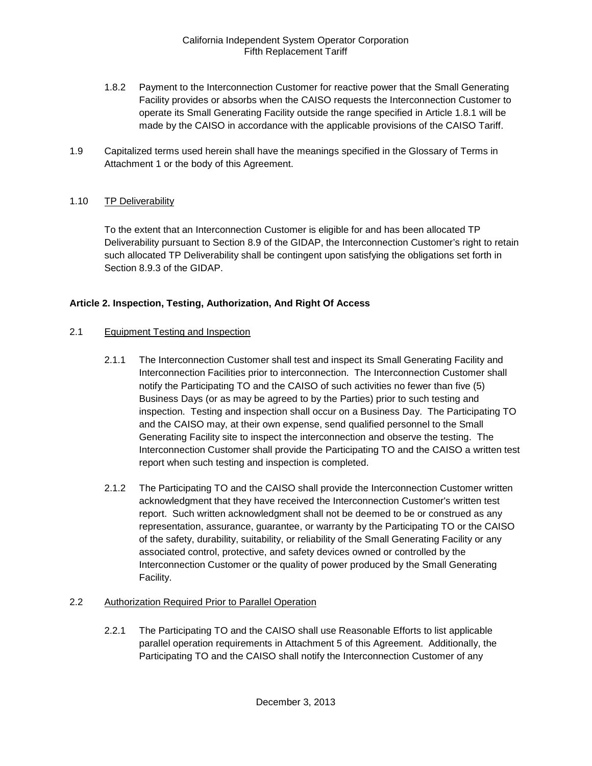1.8.2 Payment to the Interconnection Customer for reactive power that the Small Generating Facility provides or absorbs when the CAISO requests the Interconnection Customer to operate its Small Generating Facility outside the range specified in Article 1.8.1 will be made by the CAISO in accordance with the applicable provisions of the CAISO Tariff.

1.9 Capitalized terms used herein shall have the meanings specified in the Glossary of Terms in Attachment 1 or the body of this Agreement.

1.10 TP Deliverability

To the extent that an Interconnection Customer is eligible for and has been allocated TP Deliverability pursuant to Section 8.9 of the GIDAP, the Interconnection Customer's right to retain such allocated TP Deliverability shall be contingent upon satisfying the obligations set forth in Section 8.9.3 of the GIDAP.

## Article 2. Inspection, Testing, Authorization, And Right Of Access

2.1 Equipment Testing and Inspection

2.1.1 The Interconnection Customer shall test and inspect its Small Generating Facility and Interconnection Facilities prior to interconnection. The Interconnection Customer shall notify the Participating TO and the CAISO of such activities no fewer than five (5) Business Days (or as may be agreed to by the Parties) prior to such testing and inspection. Testing and inspection shall occur on a Business Day. The Participating TO and the CAISO may, at their own expense, send qualified personnel to the Small Generating Facility site to inspect the interconnection and observe the testing. The Interconnection Customer shall provide the Participating TO and the CAISO a written test report when such testing and inspection is completed.

2.1.2 The Participating TO and the CAISO shall provide the Interconnection Customer written acknowledgment that they have received the Interconnection Customer's written test report. Such written acknowledgment shall not be deemed to be or construed as any representation, assurance, guarantee, or warranty by the Participating TO or the CAISO of the safety, durability, suitability, or reliability of the Small Generating Facility or any associated control, protective, and safety devices owned or controlled by the Interconnection Customer or the quality of power produced by the Small Generating Facility.

2.2 Authorization Required Prior to Parallel Operation

2.2.1 The Participating TO and the CAISO shall use Reasonable Efforts to list applicable parallel operation requirements in Attachment 5 of this Agreement. Additionally, the Participating TO and the CAISO shall notify the Interconnection Customer of any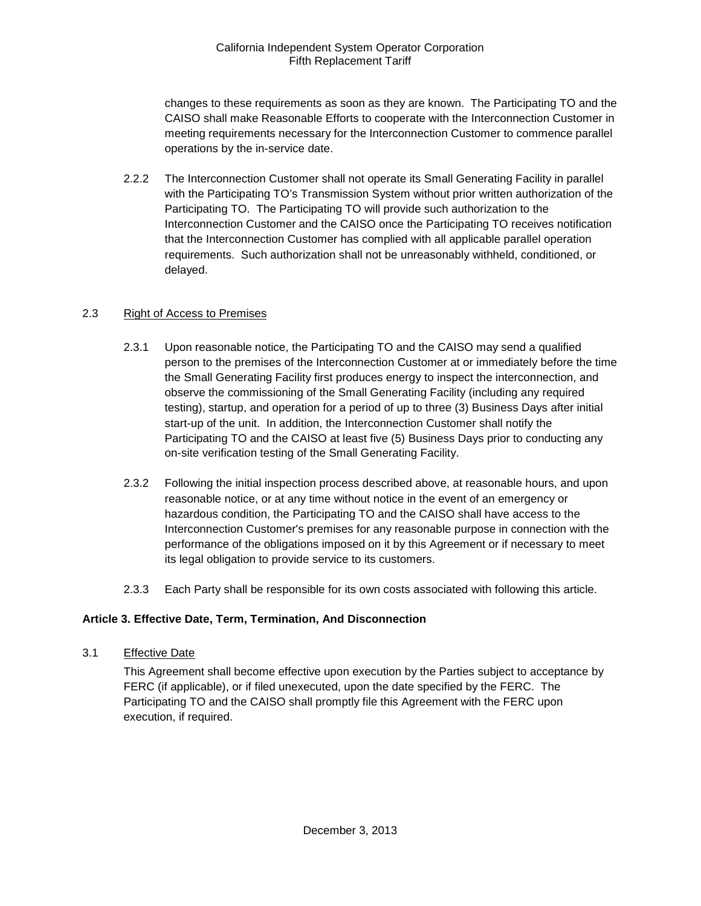changes to these requirements as soon as they are known. The Participating TO and the CAISO shall make Reasonable Efforts to cooperate with the Interconnection Customer in meeting requirements necessary for the Interconnection Customer to commence parallel operations by the in-service date.

2.2.2 The Interconnection Customer shall not operate its Small Generating Facility in parallel with the Participating TO's Transmission System without prior written authorization of the Participating TO. The Participating TO will provide such authorization to the Interconnection Customer and the CAISO once the Participating TO receives notification that the Interconnection Customer has complied with all applicable parallel operation requirements. Such authorization shall not be unreasonably withheld, conditioned, or delayed.

2.3 Right of Access to Premises

2.3.1 Upon reasonable notice, the Participating TO and the CAISO may send a qualified person to the premises of the Interconnection Customer at or immediately before the time the Small Generating Facility first produces energy to inspect the interconnection, and observe the commissioning of the Small Generating Facility (including any required testing), startup, and operation for a period of up to three (3) Business Days after initial start-up of the unit. In addition, the Interconnection Customer shall notify the Participating TO and the CAISO at least five (5) Business Days prior to conducting any on-site verification testing of the Small Generating Facility.

2.3.2 Following the initial inspection process described above, at reasonable hours, and upon reasonable notice, or at any time without notice in the event of an emergency or hazardous condition, the Participating TO and the CAISO shall have access to the Interconnection Customer's premises for any reasonable purpose in connection with the performance of the obligations imposed on it by this Agreement or if necessary to meet its legal obligation to provide service to its customers.

2.3.3 Each Party shall be responsible for its own costs associated with following this article.

**Article 3. Effective Date, Term, Termination, And Disconnection**

3.1 Effective Date

This Agreement shall become effective upon execution by the Parties subject to acceptance by FERC (if applicable), or if filed unexecuted, upon the date specified by the FERC. The Participating TO and the CAISO shall promptly file this Agreement with the FERC upon execution, if required.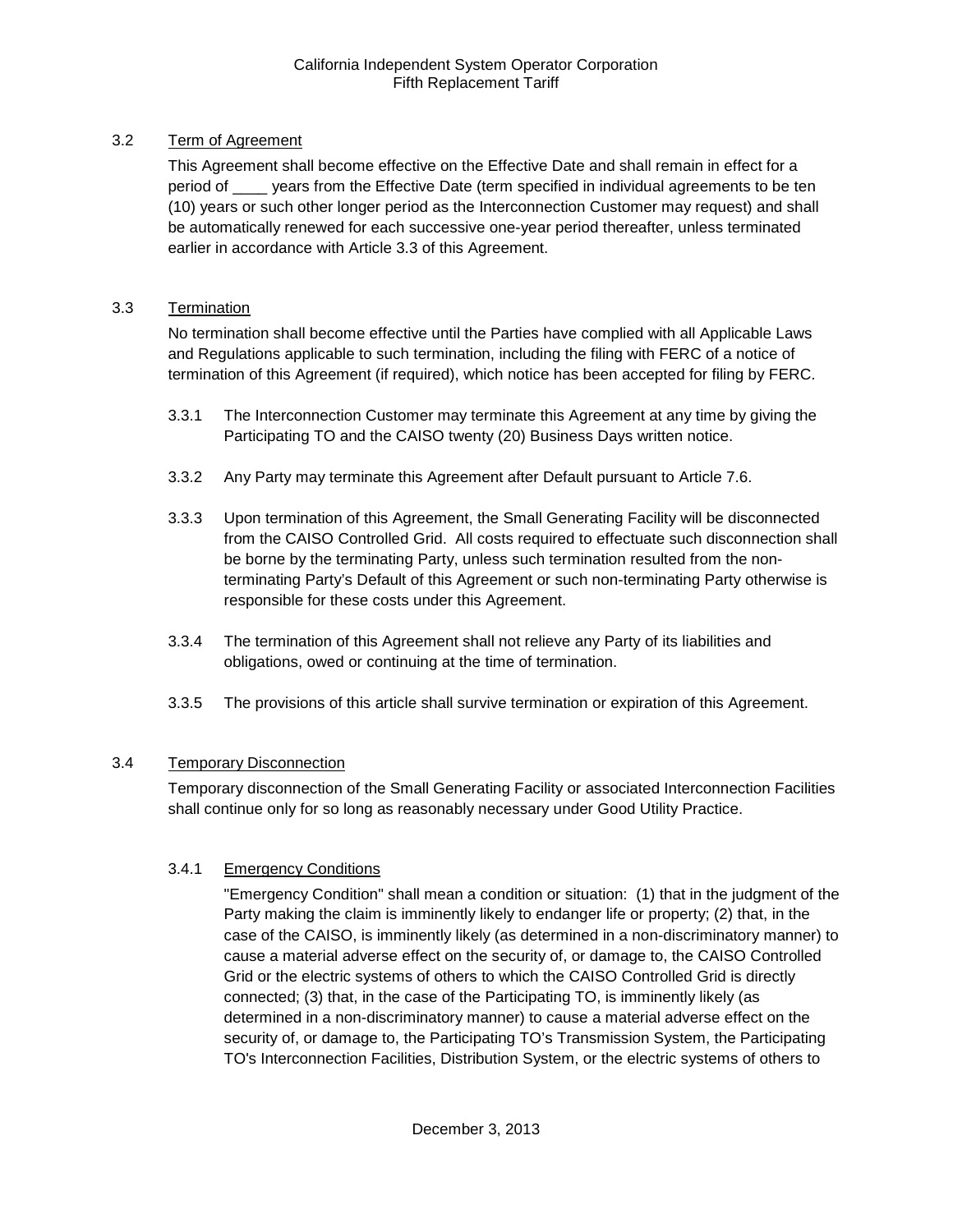### 3.2 Term of Agreement

This Agreement shall become effective on the Effective Date and shall remain in effect for a period of ____ years from the Effective Date (term specified in individual agreements to be ten (10) years or such other longer period as the Interconnection Customer may request) and shall be automatically renewed for each successive one-year period thereafter, unless terminated earlier in accordance with Article 3.3 of this Agreement.

### 3.3 Termination

No termination shall become effective until the Parties have complied with all Applicable Laws and Regulations applicable to such termination, including the filing with FERC of a notice of termination of this Agreement (if required), which notice has been accepted for filing by FERC.

3.3.1 The Interconnection Customer may terminate this Agreement at any time by giving the Participating TO and the CAISO twenty (20) Business Days written notice.

3.3.2 Any Party may terminate this Agreement after Default pursuant to Article 7.6.

3.3.3 Upon termination of this Agreement, the Small Generating Facility will be disconnected from the CAISO Controlled Grid. All costs required to effectuate such disconnection shall be borne by the terminating Party, unless such termination resulted from the non-terminating Party's Default of this Agreement or such non-terminating Party otherwise is responsible for these costs under this Agreement.

3.3.4 The termination of this Agreement shall not relieve any Party of its liabilities and obligations, owed or continuing at the time of termination.

3.3.5 The provisions of this article shall survive termination or expiration of this Agreement.

### 3.4 Temporary Disconnection

Temporary disconnection of the Small Generating Facility or associated Interconnection Facilities shall continue only for so long as reasonably necessary under Good Utility Practice.

#### 3.4.1 Emergency Conditions

"Emergency Condition" shall mean a condition or situation: (1) that in the judgment of the Party making the claim is imminently likely to endanger life or property; (2) that, in the case of the CAISO, is imminently likely (as determined in a non-discriminatory manner) to cause a material adverse effect on the security of, or damage to, the CAISO Controlled Grid or the electric systems of others to which the CAISO Controlled Grid is directly connected; (3) that, in the case of the Participating TO, is imminently likely (as determined in a non-discriminatory manner) to cause a material adverse effect on the security of, or damage to, the Participating TO's Transmission System, the Participating TO's Interconnection Facilities, Distribution System, or the electric systems of others to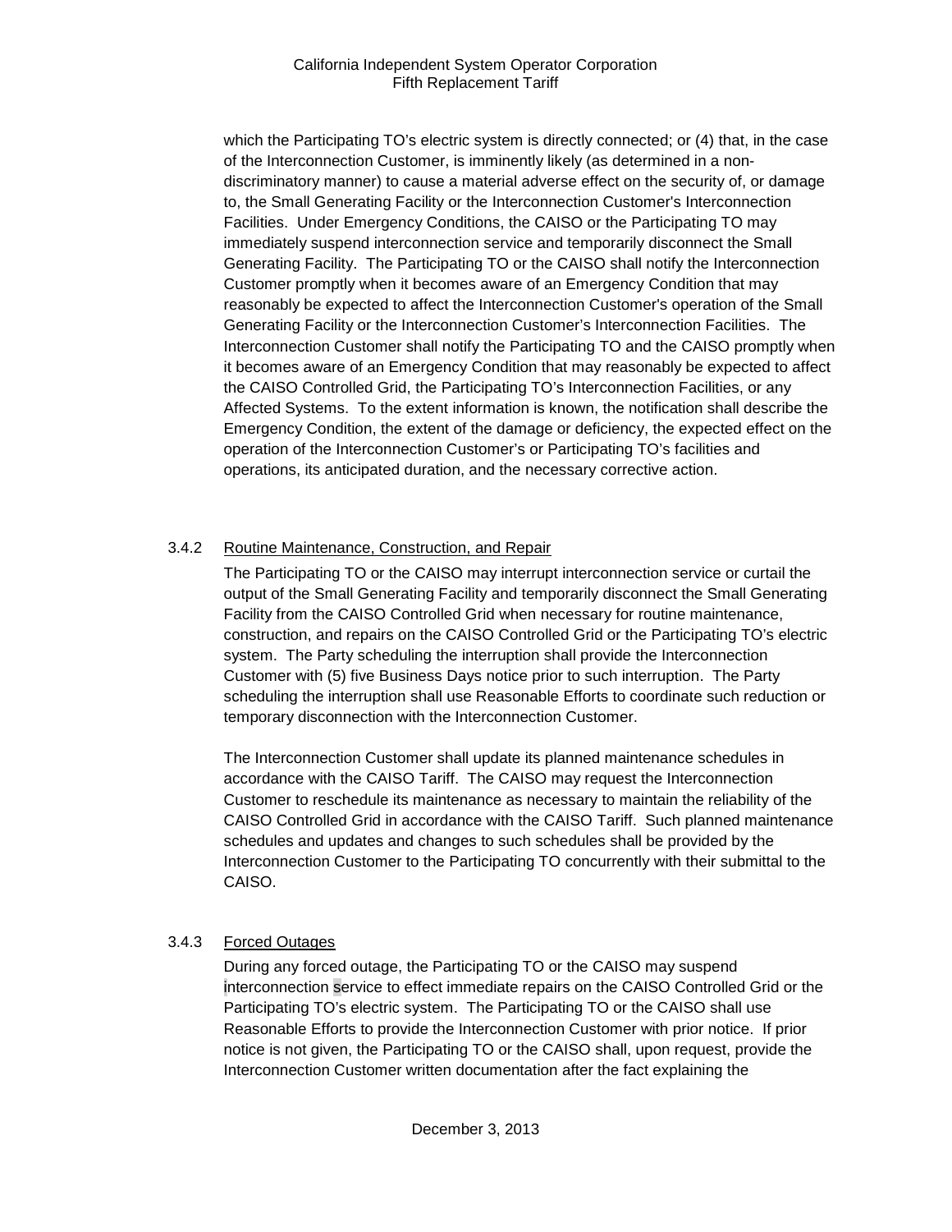which the Participating TO's electric system is directly connected; or (4) that, in the case of the Interconnection Customer, is imminently likely (as determined in a non-discriminatory manner) to cause a material adverse effect on the security of, or damage to, the Small Generating Facility or the Interconnection Customer's Interconnection Facilities. Under Emergency Conditions, the CAISO or the Participating TO may immediately suspend interconnection service and temporarily disconnect the Small Generating Facility. The Participating TO or the CAISO shall notify the Interconnection Customer promptly when it becomes aware of an Emergency Condition that may reasonably be expected to affect the Interconnection Customer's operation of the Small Generating Facility or the Interconnection Customer's Interconnection Facilities. The Interconnection Customer shall notify the Participating TO and the CAISO promptly when it becomes aware of an Emergency Condition that may reasonably be expected to affect the CAISO Controlled Grid, the Participating TO's Interconnection Facilities, or any Affected Systems. To the extent information is known, the notification shall describe the Emergency Condition, the extent of the damage or deficiency, the expected effect on the operation of the Interconnection Customer's or Participating TO's facilities and operations, its anticipated duration, and the necessary corrective action.

3.4.2 Routine Maintenance, Construction, and Repair

The Participating TO or the CAISO may interrupt interconnection service or curtail the output of the Small Generating Facility and temporarily disconnect the Small Generating Facility from the CAISO Controlled Grid when necessary for routine maintenance, construction, and repairs on the CAISO Controlled Grid or the Participating TO's electric system. The Party scheduling the interruption shall provide the Interconnection Customer with (5) five Business Days notice prior to such interruption. The Party scheduling the interruption shall use Reasonable Efforts to coordinate such reduction or temporary disconnection with the Interconnection Customer.

The Interconnection Customer shall update its planned maintenance schedules in accordance with the CAISO Tariff. The CAISO may request the Interconnection Customer to reschedule its maintenance as necessary to maintain the reliability of the CAISO Controlled Grid in accordance with the CAISO Tariff. Such planned maintenance schedules and updates and changes to such schedules shall be provided by the Interconnection Customer to the Participating TO concurrently with their submittal to the CAISO.

3.4.3 Forced Outages

During any forced outage, the Participating TO or the CAISO may suspend interconnection service to effect immediate repairs on the CAISO Controlled Grid or the Participating TO's electric system. The Participating TO or the CAISO shall use Reasonable Efforts to provide the Interconnection Customer with prior notice. If prior notice is not given, the Participating TO or the CAISO shall, upon request, provide the Interconnection Customer written documentation after the fact explaining the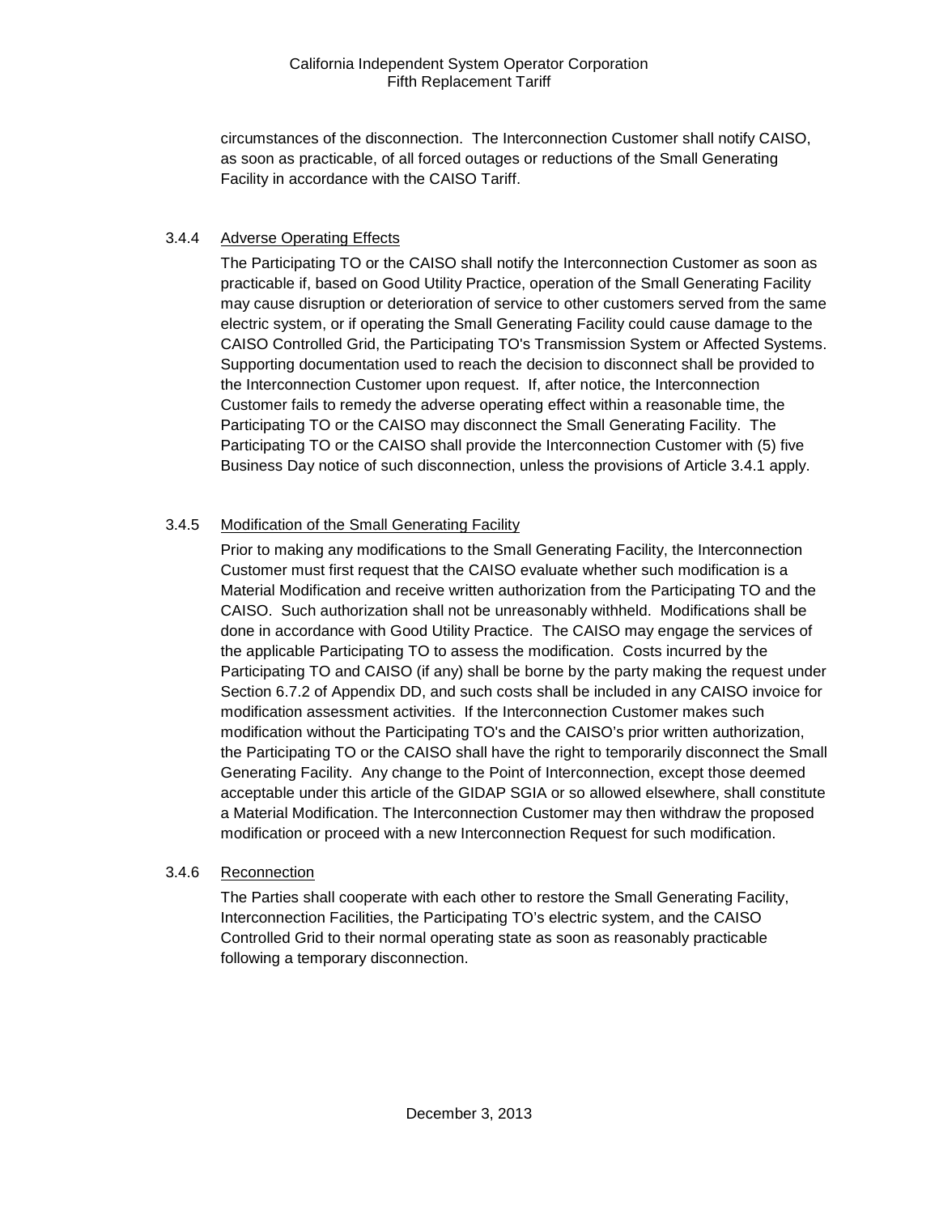circumstances of the disconnection. The Interconnection Customer shall notify CAISO, as soon as practicable, of all forced outages or reductions of the Small Generating Facility in accordance with the CAISO Tariff.

3.4.4 Adverse Operating Effects

The Participating TO or the CAISO shall notify the Interconnection Customer as soon as practicable if, based on Good Utility Practice, operation of the Small Generating Facility may cause disruption or deterioration of service to other customers served from the same electric system, or if operating the Small Generating Facility could cause damage to the CAISO Controlled Grid, the Participating TO's Transmission System or Affected Systems. Supporting documentation used to reach the decision to disconnect shall be provided to the Interconnection Customer upon request. If, after notice, the Interconnection Customer fails to remedy the adverse operating effect within a reasonable time, the Participating TO or the CAISO may disconnect the Small Generating Facility. The Participating TO or the CAISO shall provide the Interconnection Customer with (5) five Business Day notice of such disconnection, unless the provisions of Article 3.4.1 apply.

3.4.5 Modification of the Small Generating Facility

Prior to making any modifications to the Small Generating Facility, the Interconnection Customer must first request that the CAISO evaluate whether such modification is a Material Modification and receive written authorization from the Participating TO and the CAISO. Such authorization shall not be unreasonably withheld. Modifications shall be done in accordance with Good Utility Practice. The CAISO may engage the services of the applicable Participating TO to assess the modification. Costs incurred by the Participating TO and CAISO (if any) shall be borne by the party making the request under Section 6.7.2 of Appendix DD, and such costs shall be included in any CAISO invoice for modification assessment activities. If the Interconnection Customer makes such modification without the Participating TO's and the CAISO's prior written authorization, the Participating TO or the CAISO shall have the right to temporarily disconnect the Small Generating Facility. Any change to the Point of Interconnection, except those deemed acceptable under this article of the GIDAP SGIA or so allowed elsewhere, shall constitute a Material Modification. The Interconnection Customer may then withdraw the proposed modification or proceed with a new Interconnection Request for such modification.

3.4.6 Reconnection

The Parties shall cooperate with each other to restore the Small Generating Facility, Interconnection Facilities, the Participating TO's electric system, and the CAISO Controlled Grid to their normal operating state as soon as reasonably practicable following a temporary disconnection.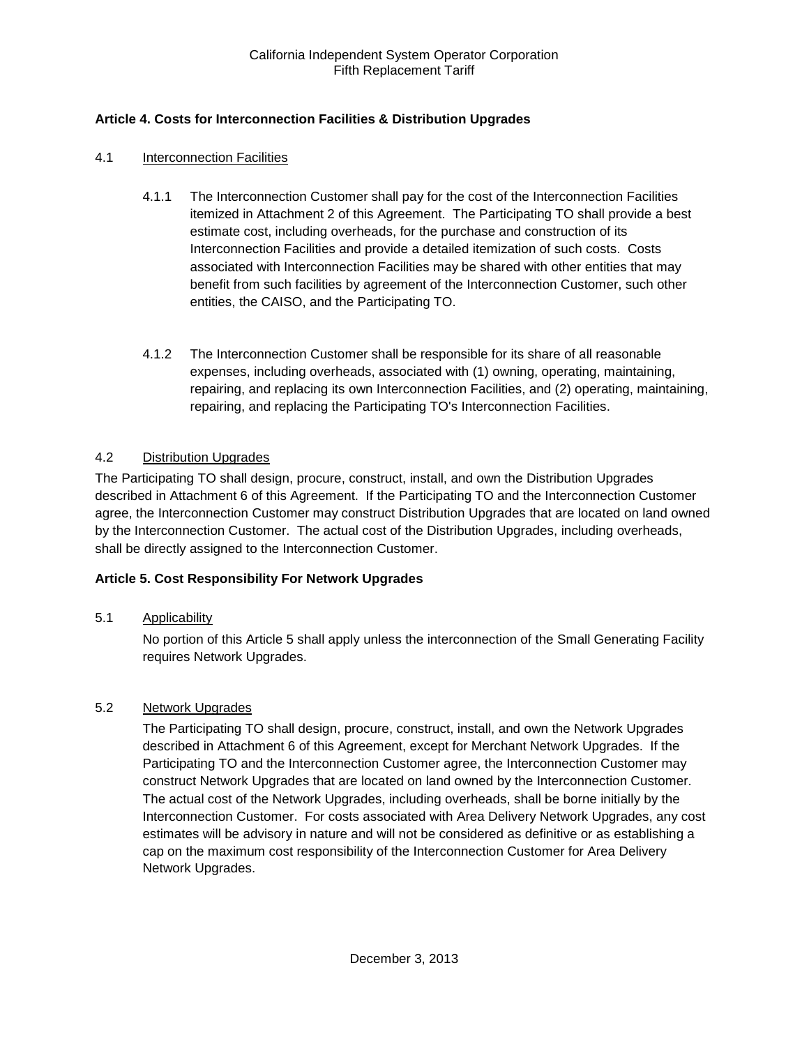**Article 4. Costs for Interconnection Facilities & Distribution Upgrades**

4.1 Interconnection Facilities

4.1.1 The Interconnection Customer shall pay for the cost of the Interconnection Facilities itemized in Attachment 2 of this Agreement. The Participating TO shall provide a best estimate cost, including overheads, for the purchase and construction of its Interconnection Facilities and provide a detailed itemization of such costs. Costs associated with Interconnection Facilities may be shared with other entities that may benefit from such facilities by agreement of the Interconnection Customer, such other entities, the CAISO, and the Participating TO.

4.1.2 The Interconnection Customer shall be responsible for its share of all reasonable expenses, including overheads, associated with (1) owning, operating, maintaining, repairing, and replacing its own Interconnection Facilities, and (2) operating, maintaining, repairing, and replacing the Participating TO's Interconnection Facilities.

4.2 Distribution Upgrades

The Participating TO shall design, procure, construct, install, and own the Distribution Upgrades described in Attachment 6 of this Agreement. If the Participating TO and the Interconnection Customer agree, the Interconnection Customer may construct Distribution Upgrades that are located on land owned by the Interconnection Customer. The actual cost of the Distribution Upgrades, including overheads, shall be directly assigned to the Interconnection Customer.

**Article 5. Cost Responsibility For Network Upgrades**

5.1 Applicability

No portion of this Article 5 shall apply unless the interconnection of the Small Generating Facility requires Network Upgrades.

5.2 Network Upgrades

The Participating TO shall design, procure, construct, install, and own the Network Upgrades described in Attachment 6 of this Agreement, except for Merchant Network Upgrades. If the Participating TO and the Interconnection Customer agree, the Interconnection Customer may construct Network Upgrades that are located on land owned by the Interconnection Customer. The actual cost of the Network Upgrades, including overheads, shall be borne initially by the Interconnection Customer. For costs associated with Area Delivery Network Upgrades, any cost estimates will be advisory in nature and will not be considered as definitive or as establishing a cap on the maximum cost responsibility of the Interconnection Customer for Area Delivery Network Upgrades.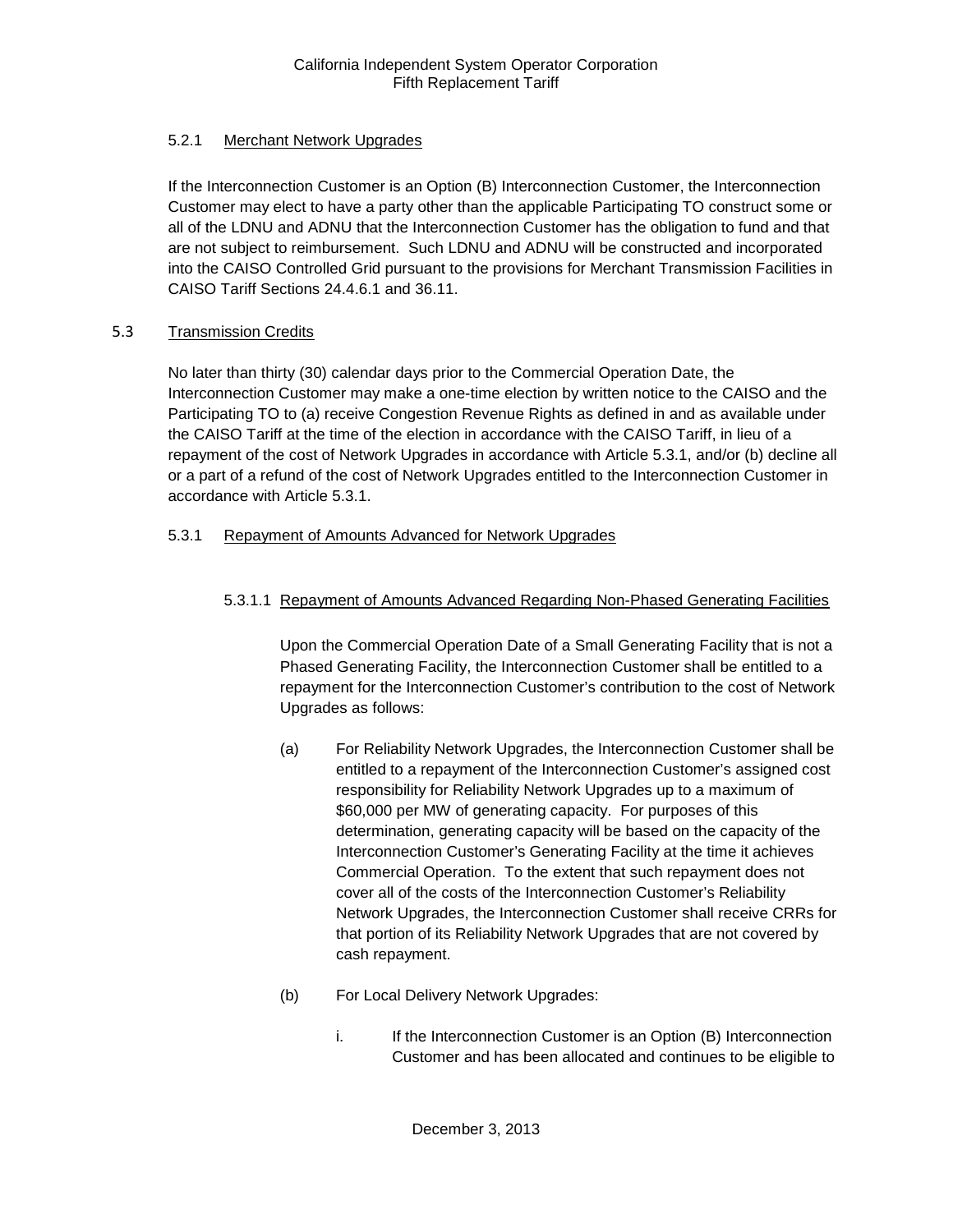#### 5.2.1 Merchant Network Upgrades

If the Interconnection Customer is an Option (B) Interconnection Customer, the Interconnection Customer may elect to have a party other than the applicable Participating TO construct some or all of the LDNU and ADNU that the Interconnection Customer has the obligation to fund and that are not subject to reimbursement. Such LDNU and ADNU will be constructed and incorporated into the CAISO Controlled Grid pursuant to the provisions for Merchant Transmission Facilities in CAISO Tariff Sections 24.4.6.1 and 36.11.

### 5.3 Transmission Credits

No later than thirty (30) calendar days prior to the Commercial Operation Date, the Interconnection Customer may make a one-time election by written notice to the CAISO and the Participating TO to (a) receive Congestion Revenue Rights as defined in and as available under the CAISO Tariff at the time of the election in accordance with the CAISO Tariff, in lieu of a repayment of the cost of Network Upgrades in accordance with Article 5.3.1, and/or (b) decline all or a part of a refund of the cost of Network Upgrades entitled to the Interconnection Customer in accordance with Article 5.3.1.

#### 5.3.1 Repayment of Amounts Advanced for Network Upgrades

##### 5.3.1.1 Repayment of Amounts Advanced Regarding Non-Phased Generating Facilities

Upon the Commercial Operation Date of a Small Generating Facility that is not a Phased Generating Facility, the Interconnection Customer shall be entitled to a repayment for the Interconnection Customer's contribution to the cost of Network Upgrades as follows:

(a) For Reliability Network Upgrades, the Interconnection Customer shall be entitled to a repayment of the Interconnection Customer's assigned cost responsibility for Reliability Network Upgrades up to a maximum of \$60,000 per MW of generating capacity. For purposes of this determination, generating capacity will be based on the capacity of the Interconnection Customer's Generating Facility at the time it achieves Commercial Operation. To the extent that such repayment does not cover all of the costs of the Interconnection Customer's Reliability Network Upgrades, the Interconnection Customer shall receive CRRs for that portion of its Reliability Network Upgrades that are not covered by cash repayment.

(b) For Local Delivery Network Upgrades:

i. If the Interconnection Customer is an Option (B) Interconnection Customer and has been allocated and continues to be eligible to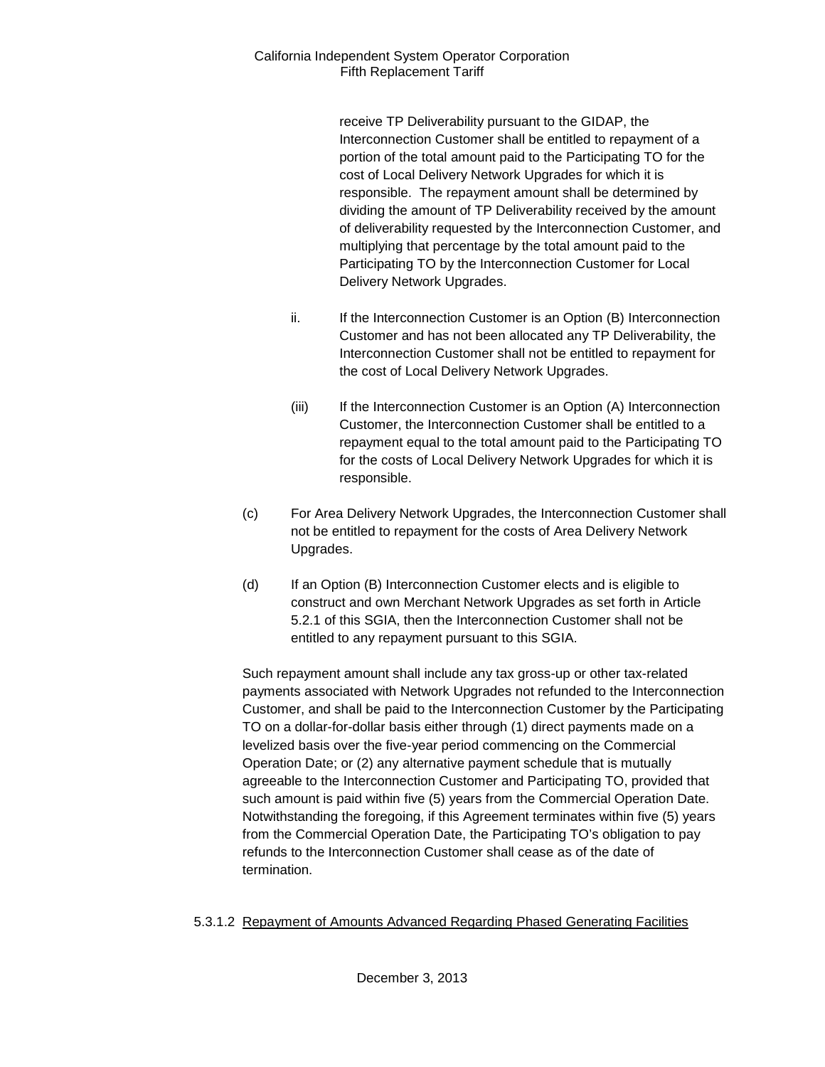receive TP Deliverability pursuant to the GIDAP, the Interconnection Customer shall be entitled to repayment of a portion of the total amount paid to the Participating TO for the cost of Local Delivery Network Upgrades for which it is responsible. The repayment amount shall be determined by dividing the amount of TP Deliverability received by the amount of deliverability requested by the Interconnection Customer, and multiplying that percentage by the total amount paid to the Participating TO by the Interconnection Customer for Local Delivery Network Upgrades.

ii. If the Interconnection Customer is an Option (B) Interconnection Customer and has not been allocated any TP Deliverability, the Interconnection Customer shall not be entitled to repayment for the cost of Local Delivery Network Upgrades.

(iii) If the Interconnection Customer is an Option (A) Interconnection Customer, the Interconnection Customer shall be entitled to a repayment equal to the total amount paid to the Participating TO for the costs of Local Delivery Network Upgrades for which it is responsible.

(c) For Area Delivery Network Upgrades, the Interconnection Customer shall not be entitled to repayment for the costs of Area Delivery Network Upgrades.

(d) If an Option (B) Interconnection Customer elects and is eligible to construct and own Merchant Network Upgrades as set forth in Article 5.2.1 of this SGIA, then the Interconnection Customer shall not be entitled to any repayment pursuant to this SGIA.

Such repayment amount shall include any tax gross-up or other tax-related payments associated with Network Upgrades not refunded to the Interconnection Customer, and shall be paid to the Interconnection Customer by the Participating TO on a dollar-for-dollar basis either through (1) direct payments made on a levelized basis over the five-year period commencing on the Commercial Operation Date; or (2) any alternative payment schedule that is mutually agreeable to the Interconnection Customer and Participating TO, provided that such amount is paid within five (5) years from the Commercial Operation Date. Notwithstanding the foregoing, if this Agreement terminates within five (5) years from the Commercial Operation Date, the Participating TO's obligation to pay refunds to the Interconnection Customer shall cease as of the date of termination.

5.3.1.2 Repayment of Amounts Advanced Regarding Phased Generating Facilities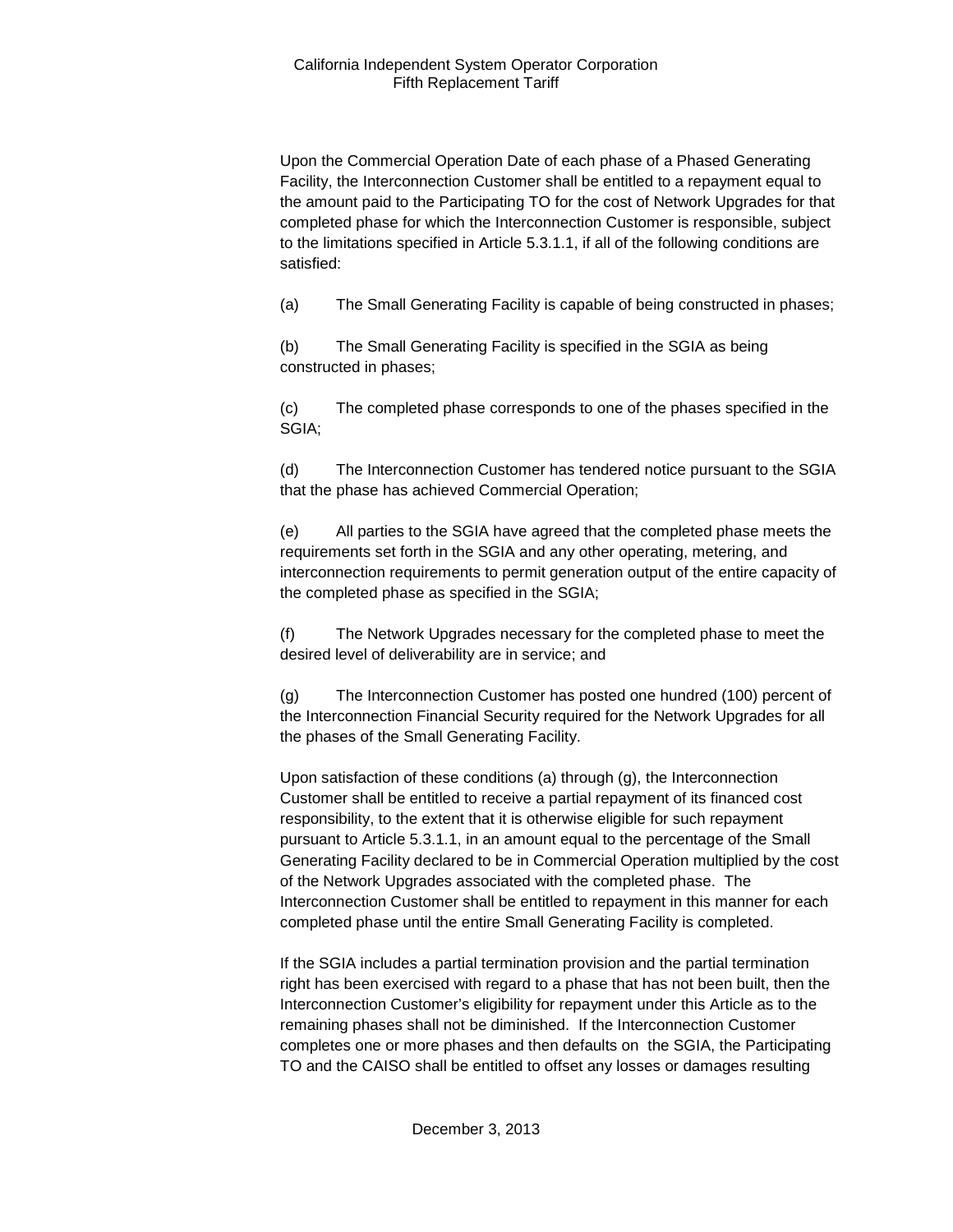Upon the Commercial Operation Date of each phase of a Phased Generating Facility, the Interconnection Customer shall be entitled to a repayment equal to the amount paid to the Participating TO for the cost of Network Upgrades for that completed phase for which the Interconnection Customer is responsible, subject to the limitations specified in Article 5.3.1.1, if all of the following conditions are satisfied:

(a) The Small Generating Facility is capable of being constructed in phases;

(b) The Small Generating Facility is specified in the SGIA as being constructed in phases;

(c) The completed phase corresponds to one of the phases specified in the SGIA;

(d) The Interconnection Customer has tendered notice pursuant to the SGIA that the phase has achieved Commercial Operation;

(e) All parties to the SGIA have agreed that the completed phase meets the requirements set forth in the SGIA and any other operating, metering, and interconnection requirements to permit generation output of the entire capacity of the completed phase as specified in the SGIA;

(f) The Network Upgrades necessary for the completed phase to meet the desired level of deliverability are in service; and

(g) The Interconnection Customer has posted one hundred (100) percent of the Interconnection Financial Security required for the Network Upgrades for all the phases of the Small Generating Facility.

Upon satisfaction of these conditions (a) through (g), the Interconnection Customer shall be entitled to receive a partial repayment of its financed cost responsibility, to the extent that it is otherwise eligible for such repayment pursuant to Article 5.3.1.1, in an amount equal to the percentage of the Small Generating Facility declared to be in Commercial Operation multiplied by the cost of the Network Upgrades associated with the completed phase. The Interconnection Customer shall be entitled to repayment in this manner for each completed phase until the entire Small Generating Facility is completed.

If the SGIA includes a partial termination provision and the partial termination right has been exercised with regard to a phase that has not been built, then the Interconnection Customer's eligibility for repayment under this Article as to the remaining phases shall not be diminished. If the Interconnection Customer completes one or more phases and then defaults on the SGIA, the Participating TO and the CAISO shall be entitled to offset any losses or damages resulting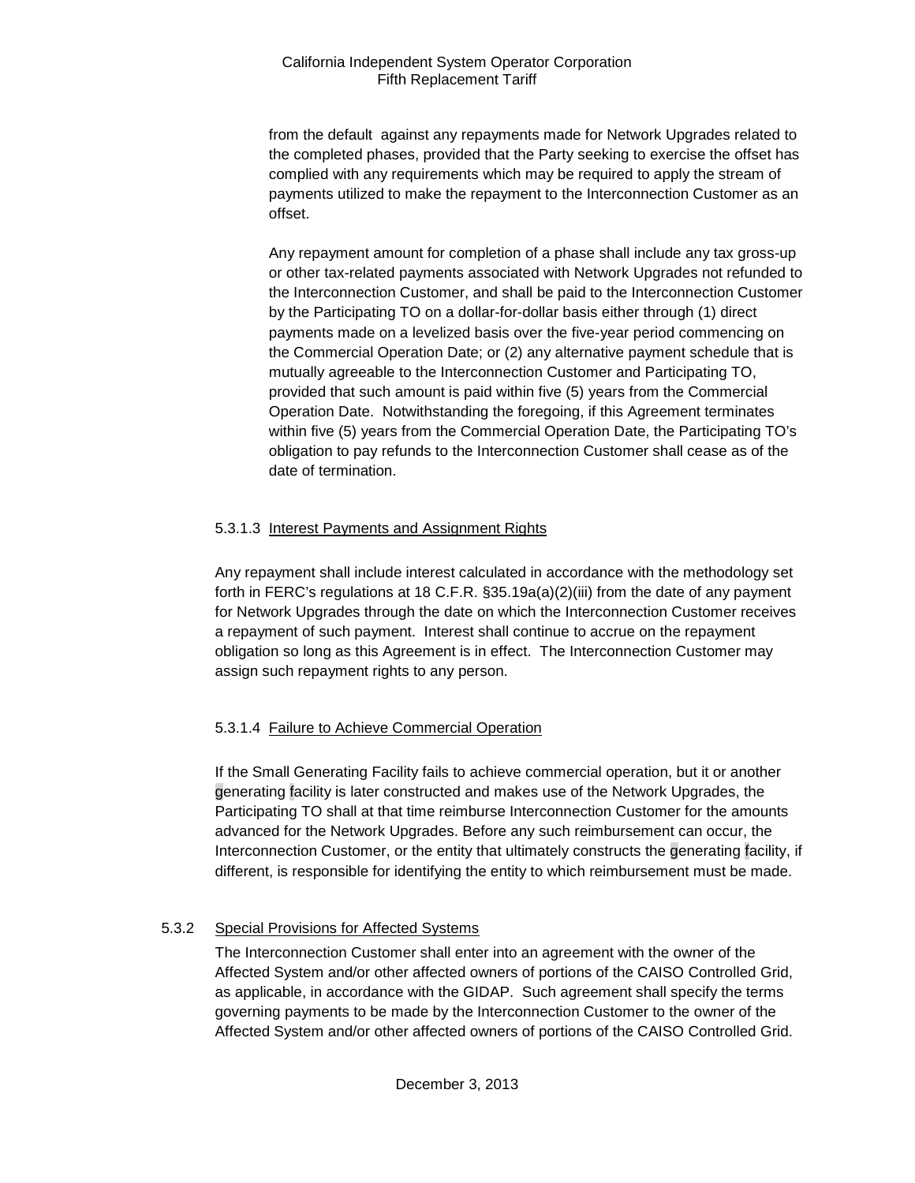from the default against any repayments made for Network Upgrades related to the completed phases, provided that the Party seeking to exercise the offset has complied with any requirements which may be required to apply the stream of payments utilized to make the repayment to the Interconnection Customer as an offset.

Any repayment amount for completion of a phase shall include any tax gross-up or other tax-related payments associated with Network Upgrades not refunded to the Interconnection Customer, and shall be paid to the Interconnection Customer by the Participating TO on a dollar-for-dollar basis either through (1) direct payments made on a levelized basis over the five-year period commencing on the Commercial Operation Date; or (2) any alternative payment schedule that is mutually agreeable to the Interconnection Customer and Participating TO, provided that such amount is paid within five (5) years from the Commercial Operation Date. Notwithstanding the foregoing, if this Agreement terminates within five (5) years from the Commercial Operation Date, the Participating TO's obligation to pay refunds to the Interconnection Customer shall cease as of the date of termination.

5.3.1.3 Interest Payments and Assignment Rights

Any repayment shall include interest calculated in accordance with the methodology set forth in FERC's regulations at 18 C.F.R. §35.19a(a)(2)(iii) from the date of any payment for Network Upgrades through the date on which the Interconnection Customer receives a repayment of such payment. Interest shall continue to accrue on the repayment obligation so long as this Agreement is in effect. The Interconnection Customer may assign such repayment rights to any person.

5.3.1.4 Failure to Achieve Commercial Operation

If the Small Generating Facility fails to achieve commercial operation, but it or another generating facility is later constructed and makes use of the Network Upgrades, the Participating TO shall at that time reimburse Interconnection Customer for the amounts advanced for the Network Upgrades. Before any such reimbursement can occur, the Interconnection Customer, or the entity that ultimately constructs the generating facility, if different, is responsible for identifying the entity to which reimbursement must be made.

5.3.2 Special Provisions for Affected Systems

The Interconnection Customer shall enter into an agreement with the owner of the Affected System and/or other affected owners of portions of the CAISO Controlled Grid, as applicable, in accordance with the GIDAP. Such agreement shall specify the terms governing payments to be made by the Interconnection Customer to the owner of the Affected System and/or other affected owners of portions of the CAISO Controlled Grid.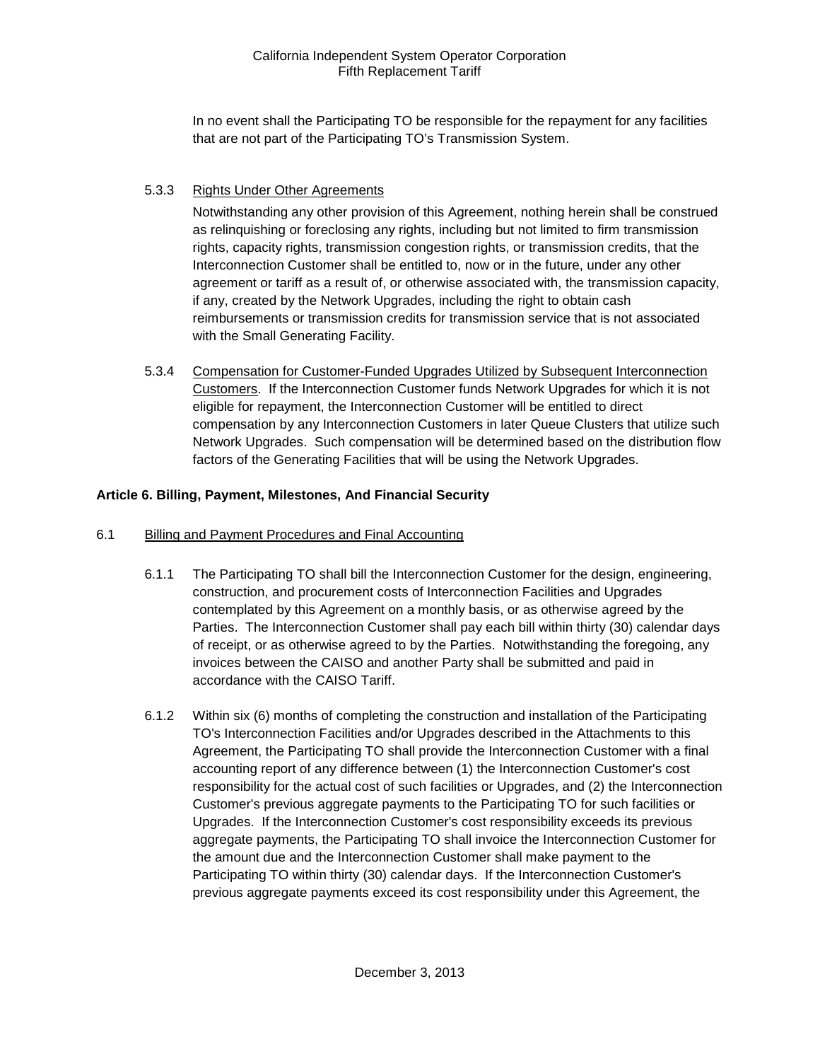In no event shall the Participating TO be responsible for the repayment for any facilities that are not part of the Participating TO's Transmission System.

5.3.3 Rights Under Other Agreements

Notwithstanding any other provision of this Agreement, nothing herein shall be construed as relinquishing or foreclosing any rights, including but not limited to firm transmission rights, capacity rights, transmission congestion rights, or transmission credits, that the Interconnection Customer shall be entitled to, now or in the future, under any other agreement or tariff as a result of, or otherwise associated with, the transmission capacity, if any, created by the Network Upgrades, including the right to obtain cash reimbursements or transmission credits for transmission service that is not associated with the Small Generating Facility.

5.3.4 Compensation for Customer-Funded Upgrades Utilized by Subsequent Interconnection Customers. If the Interconnection Customer funds Network Upgrades for which it is not eligible for repayment, the Interconnection Customer will be entitled to direct compensation by any Interconnection Customers in later Queue Clusters that utilize such Network Upgrades. Such compensation will be determined based on the distribution flow factors of the Generating Facilities that will be using the Network Upgrades.

**Article 6. Billing, Payment, Milestones, And Financial Security**

6.1 Billing and Payment Procedures and Final Accounting

6.1.1 The Participating TO shall bill the Interconnection Customer for the design, engineering, construction, and procurement costs of Interconnection Facilities and Upgrades contemplated by this Agreement on a monthly basis, or as otherwise agreed by the Parties. The Interconnection Customer shall pay each bill within thirty (30) calendar days of receipt, or as otherwise agreed to by the Parties. Notwithstanding the foregoing, any invoices between the CAISO and another Party shall be submitted and paid in accordance with the CAISO Tariff.

6.1.2 Within six (6) months of completing the construction and installation of the Participating TO's Interconnection Facilities and/or Upgrades described in the Attachments to this Agreement, the Participating TO shall provide the Interconnection Customer with a final accounting report of any difference between (1) the Interconnection Customer's cost responsibility for the actual cost of such facilities or Upgrades, and (2) the Interconnection Customer's previous aggregate payments to the Participating TO for such facilities or Upgrades. If the Interconnection Customer's cost responsibility exceeds its previous aggregate payments, the Participating TO shall invoice the Interconnection Customer for the amount due and the Interconnection Customer shall make payment to the Participating TO within thirty (30) calendar days. If the Interconnection Customer's previous aggregate payments exceed its cost responsibility under this Agreement, the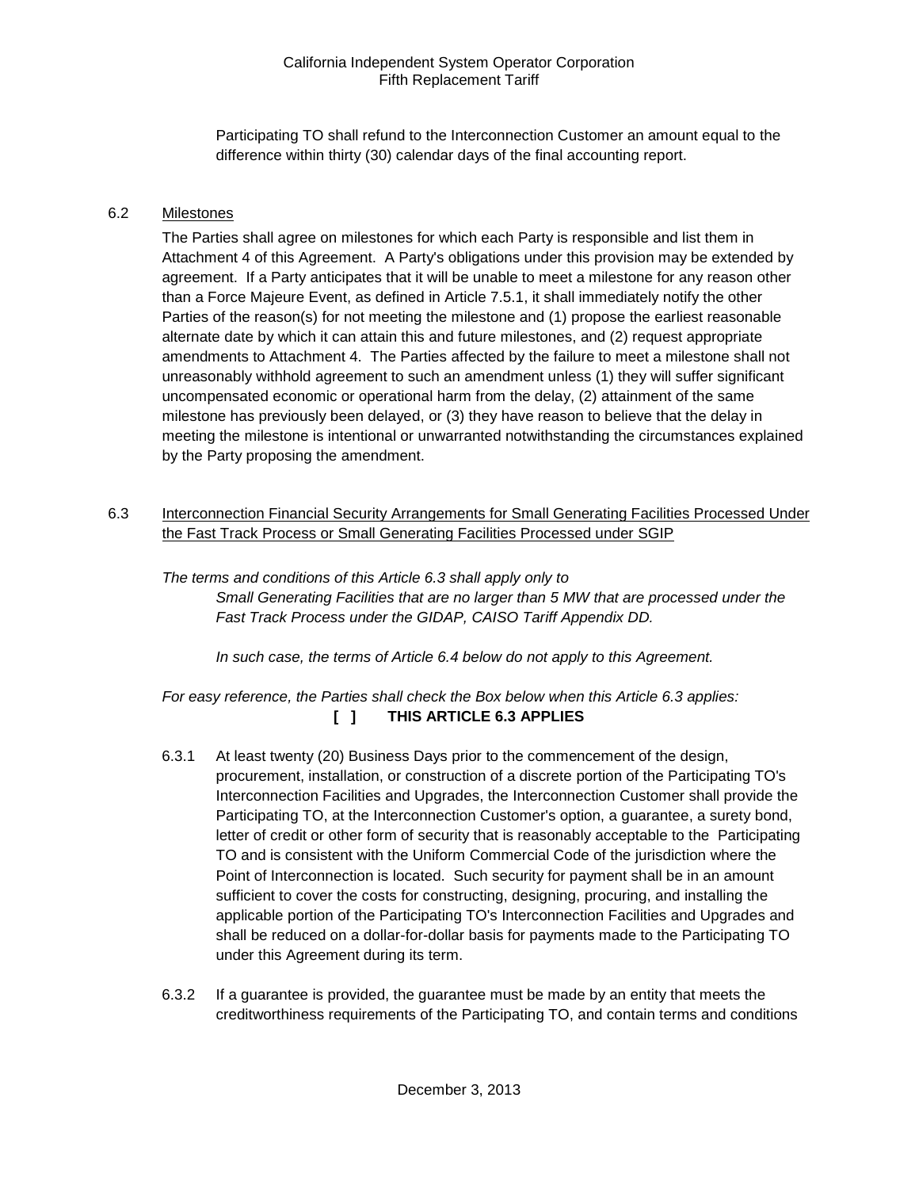Participating TO shall refund to the Interconnection Customer an amount equal to the difference within thirty (30) calendar days of the final accounting report.

6.2 Milestones

The Parties shall agree on milestones for which each Party is responsible and list them in Attachment 4 of this Agreement. A Party's obligations under this provision may be extended by agreement. If a Party anticipates that it will be unable to meet a milestone for any reason other than a Force Majeure Event, as defined in Article 7.5.1, it shall immediately notify the other Parties of the reason(s) for not meeting the milestone and (1) propose the earliest reasonable alternate date by which it can attain this and future milestones, and (2) request appropriate amendments to Attachment 4. The Parties affected by the failure to meet a milestone shall not unreasonably withhold agreement to such an amendment unless (1) they will suffer significant uncompensated economic or operational harm from the delay, (2) attainment of the same milestone has previously been delayed, or (3) they have reason to believe that the delay in meeting the milestone is intentional or unwarranted notwithstanding the circumstances explained by the Party proposing the amendment.

6.3 Interconnection Financial Security Arrangements for Small Generating Facilities Processed Under the Fast Track Process or Small Generating Facilities Processed under SGIP

*The terms and conditions of this Article 6.3 shall apply only to*

*Small Generating Facilities that are no larger than 5 MW that are processed under the Fast Track Process under the GIDAP, CAISO Tariff Appendix DD.*

*In such case, the terms of Article 6.4 below do not apply to this Agreement.*

*For easy reference, the Parties shall check the Box below when this Article 6.3 applies:*

**[ ] THIS ARTICLE 6.3 APPLIES**

6.3.1 At least twenty (20) Business Days prior to the commencement of the design, procurement, installation, or construction of a discrete portion of the Participating TO's Interconnection Facilities and Upgrades, the Interconnection Customer shall provide the Participating TO, at the Interconnection Customer's option, a guarantee, a surety bond, letter of credit or other form of security that is reasonably acceptable to the Participating TO and is consistent with the Uniform Commercial Code of the jurisdiction where the Point of Interconnection is located. Such security for payment shall be in an amount sufficient to cover the costs for constructing, designing, procuring, and installing the applicable portion of the Participating TO's Interconnection Facilities and Upgrades and shall be reduced on a dollar-for-dollar basis for payments made to the Participating TO under this Agreement during its term.

6.3.2 If a guarantee is provided, the guarantee must be made by an entity that meets the creditworthiness requirements of the Participating TO, and contain terms and conditions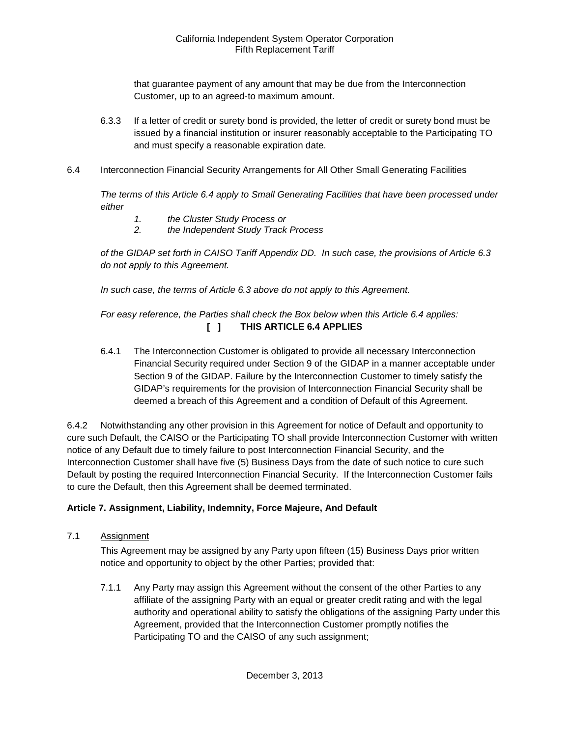that guarantee payment of any amount that may be due from the Interconnection Customer, up to an agreed-to maximum amount.

6.3.3 If a letter of credit or surety bond is provided, the letter of credit or surety bond must be issued by a financial institution or insurer reasonably acceptable to the Participating TO and must specify a reasonable expiration date.

6.4 Interconnection Financial Security Arrangements for All Other Small Generating Facilities

*The terms of this Article 6.4 apply to Small Generating Facilities that have been processed under either*

*1. the Cluster Study Process or*
*2. the Independent Study Track Process*

*of the GIDAP set forth in CAISO Tariff Appendix DD. In such case, the provisions of Article 6.3 do not apply to this Agreement.*

*In such case, the terms of Article 6.3 above do not apply to this Agreement.*

*For easy reference, the Parties shall check the Box below when this Article 6.4 applies:*

**[ ] THIS ARTICLE 6.4 APPLIES**

6.4.1 The Interconnection Customer is obligated to provide all necessary Interconnection Financial Security required under Section 9 of the GIDAP in a manner acceptable under Section 9 of the GIDAP. Failure by the Interconnection Customer to timely satisfy the GIDAP's requirements for the provision of Interconnection Financial Security shall be deemed a breach of this Agreement and a condition of Default of this Agreement.

6.4.2 Notwithstanding any other provision in this Agreement for notice of Default and opportunity to cure such Default, the CAISO or the Participating TO shall provide Interconnection Customer with written notice of any Default due to timely failure to post Interconnection Financial Security, and the Interconnection Customer shall have five (5) Business Days from the date of such notice to cure such Default by posting the required Interconnection Financial Security. If the Interconnection Customer fails to cure the Default, then this Agreement shall be deemed terminated.

**Article 7. Assignment, Liability, Indemnity, Force Majeure, And Default**

7.1 Assignment

This Agreement may be assigned by any Party upon fifteen (15) Business Days prior written notice and opportunity to object by the other Parties; provided that:

7.1.1 Any Party may assign this Agreement without the consent of the other Parties to any affiliate of the assigning Party with an equal or greater credit rating and with the legal authority and operational ability to satisfy the obligations of the assigning Party under this Agreement, provided that the Interconnection Customer promptly notifies the Participating TO and the CAISO of any such assignment;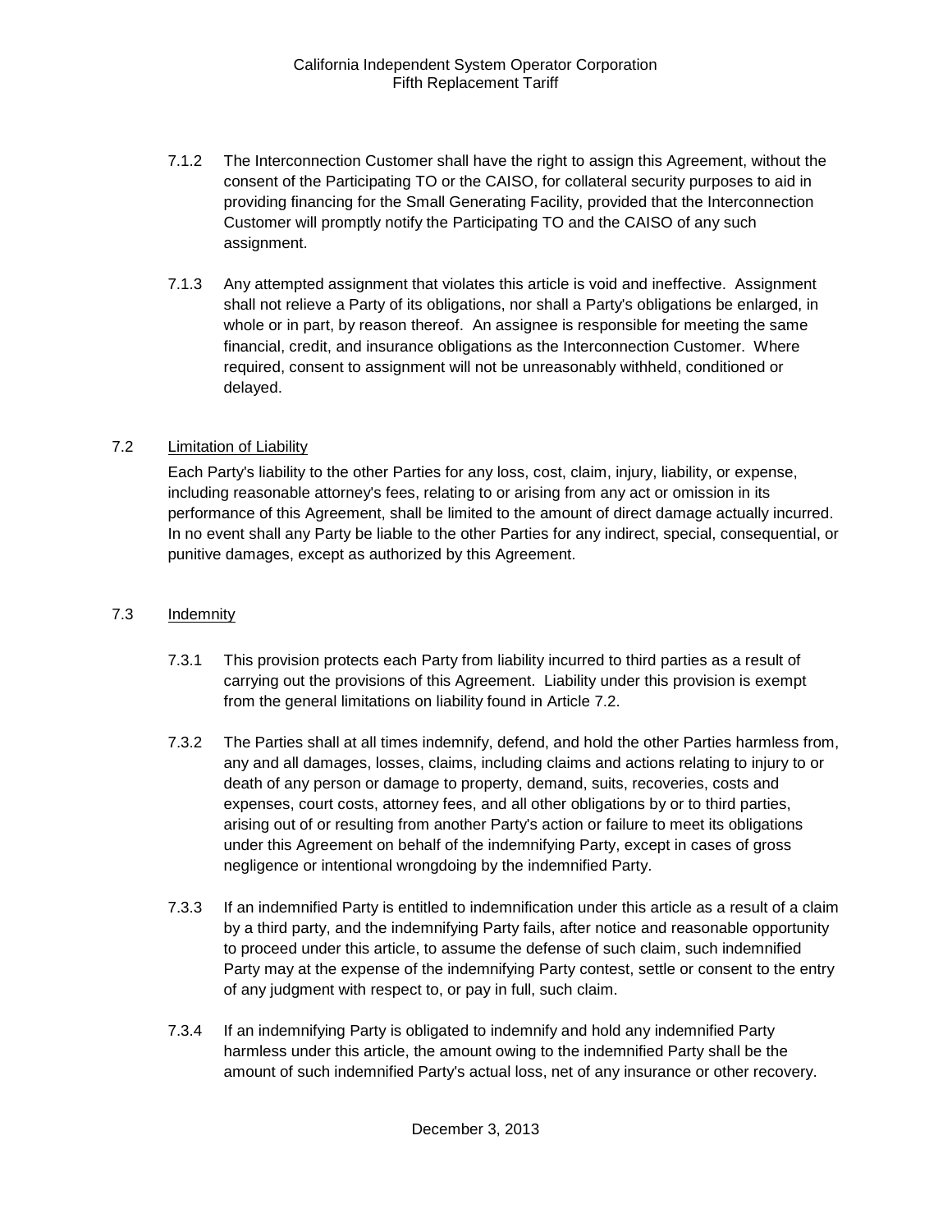7.1.2 The Interconnection Customer shall have the right to assign this Agreement, without the consent of the Participating TO or the CAISO, for collateral security purposes to aid in providing financing for the Small Generating Facility, provided that the Interconnection Customer will promptly notify the Participating TO and the CAISO of any such assignment.

7.1.3 Any attempted assignment that violates this article is void and ineffective. Assignment shall not relieve a Party of its obligations, nor shall a Party's obligations be enlarged, in whole or in part, by reason thereof. An assignee is responsible for meeting the same financial, credit, and insurance obligations as the Interconnection Customer. Where required, consent to assignment will not be unreasonably withheld, conditioned or delayed.

## 7.2 Limitation of Liability

Each Party's liability to the other Parties for any loss, cost, claim, injury, liability, or expense, including reasonable attorney's fees, relating to or arising from any act or omission in its performance of this Agreement, shall be limited to the amount of direct damage actually incurred. In no event shall any Party be liable to the other Parties for any indirect, special, consequential, or punitive damages, except as authorized by this Agreement.

## 7.3 Indemnity

7.3.1 This provision protects each Party from liability incurred to third parties as a result of carrying out the provisions of this Agreement. Liability under this provision is exempt from the general limitations on liability found in Article 7.2.

7.3.2 The Parties shall at all times indemnify, defend, and hold the other Parties harmless from, any and all damages, losses, claims, including claims and actions relating to injury to or death of any person or damage to property, demand, suits, recoveries, costs and expenses, court costs, attorney fees, and all other obligations by or to third parties, arising out of or resulting from another Party's action or failure to meet its obligations under this Agreement on behalf of the indemnifying Party, except in cases of gross negligence or intentional wrongdoing by the indemnified Party.

7.3.3 If an indemnified Party is entitled to indemnification under this article as a result of a claim by a third party, and the indemnifying Party fails, after notice and reasonable opportunity to proceed under this article, to assume the defense of such claim, such indemnified Party may at the expense of the indemnifying Party contest, settle or consent to the entry of any judgment with respect to, or pay in full, such claim.

7.3.4 If an indemnifying Party is obligated to indemnify and hold any indemnified Party harmless under this article, the amount owing to the indemnified Party shall be the amount of such indemnified Party's actual loss, net of any insurance or other recovery.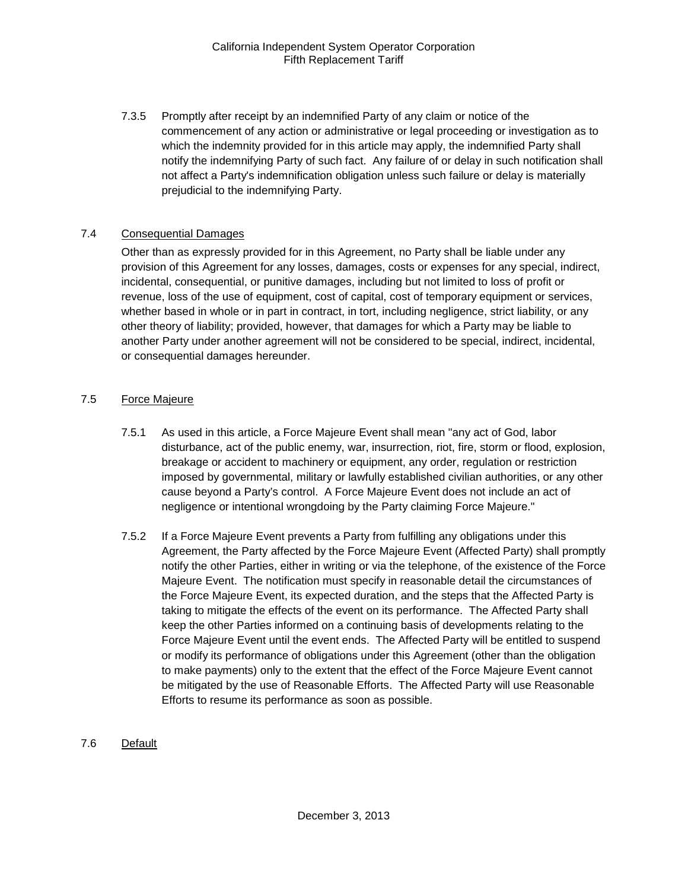7.3.5 Promptly after receipt by an indemnified Party of any claim or notice of the commencement of any action or administrative or legal proceeding or investigation as to which the indemnity provided for in this article may apply, the indemnified Party shall notify the indemnifying Party of such fact. Any failure of or delay in such notification shall not affect a Party's indemnification obligation unless such failure or delay is materially prejudicial to the indemnifying Party.

### 7.4 Consequential Damages

Other than as expressly provided for in this Agreement, no Party shall be liable under any provision of this Agreement for any losses, damages, costs or expenses for any special, indirect, incidental, consequential, or punitive damages, including but not limited to loss of profit or revenue, loss of the use of equipment, cost of capital, cost of temporary equipment or services, whether based in whole or in part in contract, in tort, including negligence, strict liability, or any other theory of liability; provided, however, that damages for which a Party may be liable to another Party under another agreement will not be considered to be special, indirect, incidental, or consequential damages hereunder.

### 7.5 Force Majeure

7.5.1 As used in this article, a Force Majeure Event shall mean "any act of God, labor disturbance, act of the public enemy, war, insurrection, riot, fire, storm or flood, explosion, breakage or accident to machinery or equipment, any order, regulation or restriction imposed by governmental, military or lawfully established civilian authorities, or any other cause beyond a Party's control. A Force Majeure Event does not include an act of negligence or intentional wrongdoing by the Party claiming Force Majeure."

7.5.2 If a Force Majeure Event prevents a Party from fulfilling any obligations under this Agreement, the Party affected by the Force Majeure Event (Affected Party) shall promptly notify the other Parties, either in writing or via the telephone, of the existence of the Force Majeure Event. The notification must specify in reasonable detail the circumstances of the Force Majeure Event, its expected duration, and the steps that the Affected Party is taking to mitigate the effects of the event on its performance. The Affected Party shall keep the other Parties informed on a continuing basis of developments relating to the Force Majeure Event until the event ends. The Affected Party will be entitled to suspend or modify its performance of obligations under this Agreement (other than the obligation to make payments) only to the extent that the effect of the Force Majeure Event cannot be mitigated by the use of Reasonable Efforts. The Affected Party will use Reasonable Efforts to resume its performance as soon as possible.

### 7.6 Default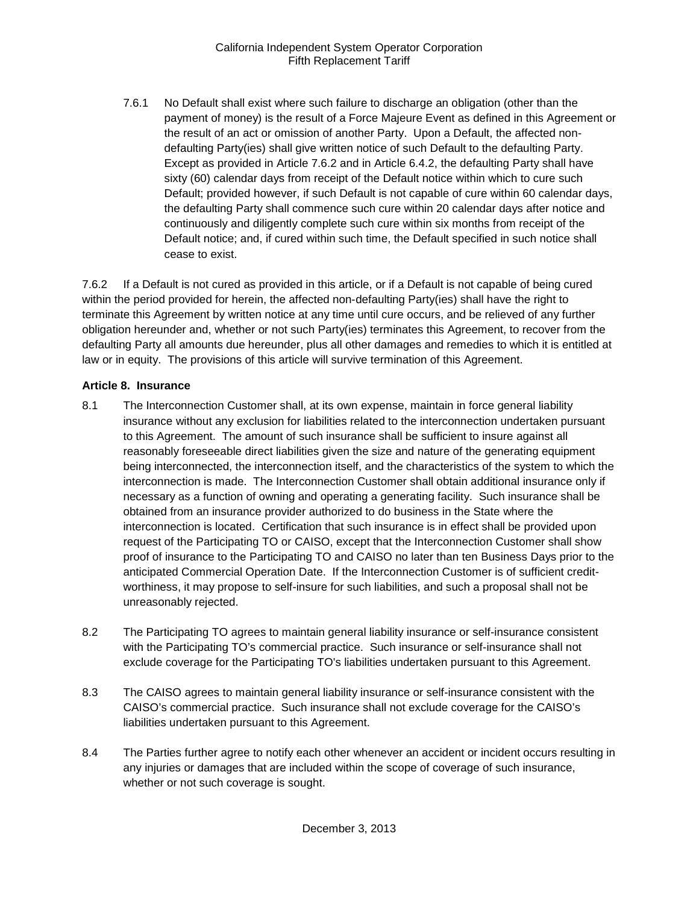7.6.1 No Default shall exist where such failure to discharge an obligation (other than the payment of money) is the result of a Force Majeure Event as defined in this Agreement or the result of an act or omission of another Party. Upon a Default, the affected non-defaulting Party(ies) shall give written notice of such Default to the defaulting Party. Except as provided in Article 7.6.2 and in Article 6.4.2, the defaulting Party shall have sixty (60) calendar days from receipt of the Default notice within which to cure such Default; provided however, if such Default is not capable of cure within 60 calendar days, the defaulting Party shall commence such cure within 20 calendar days after notice and continuously and diligently complete such cure within six months from receipt of the Default notice; and, if cured within such time, the Default specified in such notice shall cease to exist.

7.6.2 If a Default is not cured as provided in this article, or if a Default is not capable of being cured within the period provided for herein, the affected non-defaulting Party(ies) shall have the right to terminate this Agreement by written notice at any time until cure occurs, and be relieved of any further obligation hereunder and, whether or not such Party(ies) terminates this Agreement, to recover from the defaulting Party all amounts due hereunder, plus all other damages and remedies to which it is entitled at law or in equity. The provisions of this article will survive termination of this Agreement.

**Article 8. Insurance**

8.1 The Interconnection Customer shall, at its own expense, maintain in force general liability insurance without any exclusion for liabilities related to the interconnection undertaken pursuant to this Agreement. The amount of such insurance shall be sufficient to insure against all reasonably foreseeable direct liabilities given the size and nature of the generating equipment being interconnected, the interconnection itself, and the characteristics of the system to which the interconnection is made. The Interconnection Customer shall obtain additional insurance only if necessary as a function of owning and operating a generating facility. Such insurance shall be obtained from an insurance provider authorized to do business in the State where the interconnection is located. Certification that such insurance is in effect shall be provided upon request of the Participating TO or CAISO, except that the Interconnection Customer shall show proof of insurance to the Participating TO and CAISO no later than ten Business Days prior to the anticipated Commercial Operation Date. If the Interconnection Customer is of sufficient credit-worthiness, it may propose to self-insure for such liabilities, and such a proposal shall not be unreasonably rejected.

8.2 The Participating TO agrees to maintain general liability insurance or self-insurance consistent with the Participating TO's commercial practice. Such insurance or self-insurance shall not exclude coverage for the Participating TO's liabilities undertaken pursuant to this Agreement.

8.3 The CAISO agrees to maintain general liability insurance or self-insurance consistent with the CAISO's commercial practice. Such insurance shall not exclude coverage for the CAISO's liabilities undertaken pursuant to this Agreement.

8.4 The Parties further agree to notify each other whenever an accident or incident occurs resulting in any injuries or damages that are included within the scope of coverage of such insurance, whether or not such coverage is sought.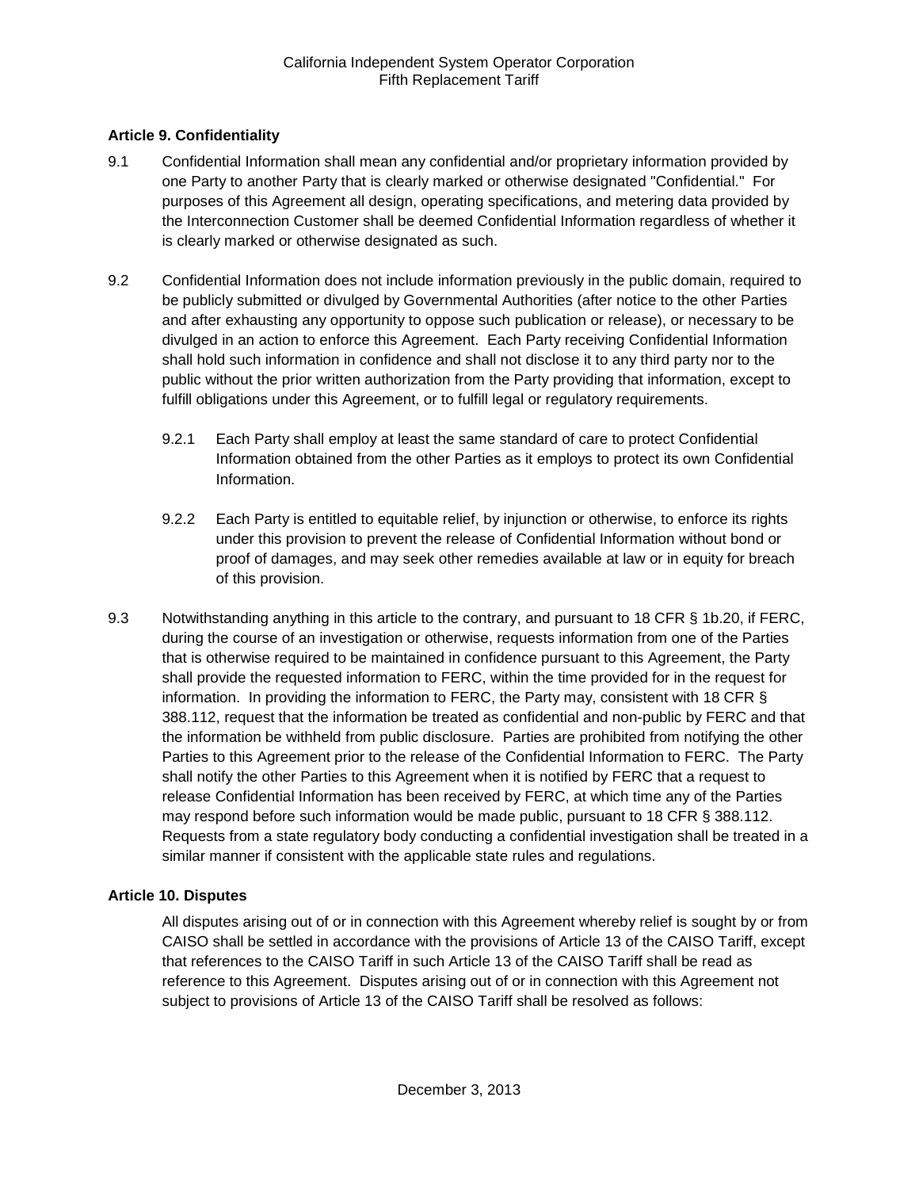### Article 9. Confidentiality

9.1 Confidential Information shall mean any confidential and/or proprietary information provided by one Party to another Party that is clearly marked or otherwise designated "Confidential." For purposes of this Agreement all design, operating specifications, and metering data provided by the Interconnection Customer shall be deemed Confidential Information regardless of whether it is clearly marked or otherwise designated as such.

9.2 Confidential Information does not include information previously in the public domain, required to be publicly submitted or divulged by Governmental Authorities (after notice to the other Parties and after exhausting any opportunity to oppose such publication or release), or necessary to be divulged in an action to enforce this Agreement. Each Party receiving Confidential Information shall hold such information in confidence and shall not disclose it to any third party nor to the public without the prior written authorization from the Party providing that information, except to fulfill obligations under this Agreement, or to fulfill legal or regulatory requirements.

9.2.1 Each Party shall employ at least the same standard of care to protect Confidential Information obtained from the other Parties as it employs to protect its own Confidential Information.

9.2.2 Each Party is entitled to equitable relief, by injunction or otherwise, to enforce its rights under this provision to prevent the release of Confidential Information without bond or proof of damages, and may seek other remedies available at law or in equity for breach of this provision.

9.3 Notwithstanding anything in this article to the contrary, and pursuant to 18 CFR § 1b.20, if FERC, during the course of an investigation or otherwise, requests information from one of the Parties that is otherwise required to be maintained in confidence pursuant to this Agreement, the Party shall provide the requested information to FERC, within the time provided for in the request for information. In providing the information to FERC, the Party may, consistent with 18 CFR § 388.112, request that the information be treated as confidential and non-public by FERC and that the information be withheld from public disclosure. Parties are prohibited from notifying the other Parties to this Agreement prior to the release of the Confidential Information to FERC. The Party shall notify the other Parties to this Agreement when it is notified by FERC that a request to release Confidential Information has been received by FERC, at which time any of the Parties may respond before such information would be made public, pursuant to 18 CFR § 388.112. Requests from a state regulatory body conducting a confidential investigation shall be treated in a similar manner if consistent with the applicable state rules and regulations.

### Article 10. Disputes

All disputes arising out of or in connection with this Agreement whereby relief is sought by or from CAISO shall be settled in accordance with the provisions of Article 13 of the CAISO Tariff, except that references to the CAISO Tariff in such Article 13 of the CAISO Tariff shall be read as reference to this Agreement. Disputes arising out of or in connection with this Agreement not subject to provisions of Article 13 of the CAISO Tariff shall be resolved as follows: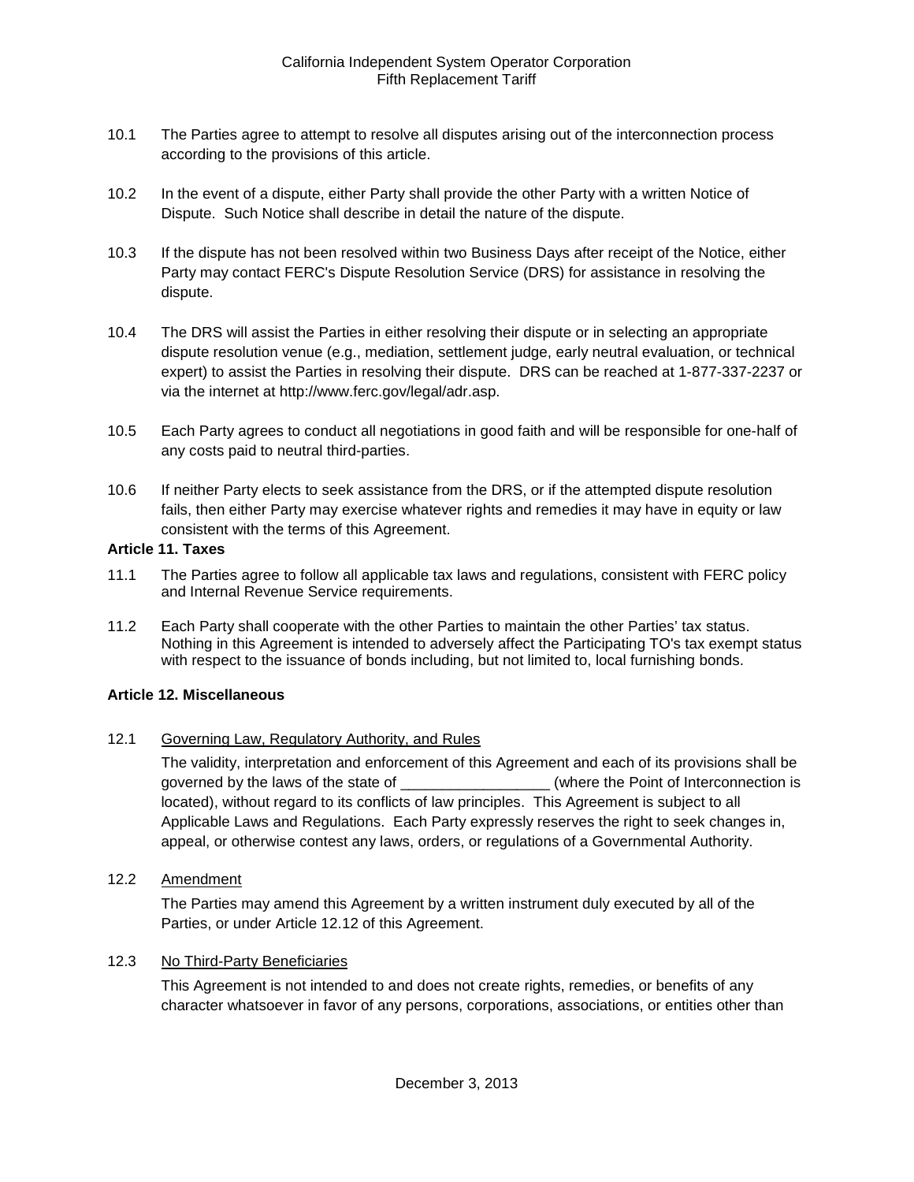10.1 The Parties agree to attempt to resolve all disputes arising out of the interconnection process according to the provisions of this article.

10.2 In the event of a dispute, either Party shall provide the other Party with a written Notice of Dispute. Such Notice shall describe in detail the nature of the dispute.

10.3 If the dispute has not been resolved within two Business Days after receipt of the Notice, either Party may contact FERC's Dispute Resolution Service (DRS) for assistance in resolving the dispute.

10.4 The DRS will assist the Parties in either resolving their dispute or in selecting an appropriate dispute resolution venue (e.g., mediation, settlement judge, early neutral evaluation, or technical expert) to assist the Parties in resolving their dispute. DRS can be reached at 1-877-337-2237 or via the internet at http://www.ferc.gov/legal/adr.asp.

10.5 Each Party agrees to conduct all negotiations in good faith and will be responsible for one-half of any costs paid to neutral third-parties.

10.6 If neither Party elects to seek assistance from the DRS, or if the attempted dispute resolution fails, then either Party may exercise whatever rights and remedies it may have in equity or law consistent with the terms of this Agreement.

**Article 11. Taxes**

11.1 The Parties agree to follow all applicable tax laws and regulations, consistent with FERC policy and Internal Revenue Service requirements.

11.2 Each Party shall cooperate with the other Parties to maintain the other Parties' tax status. Nothing in this Agreement is intended to adversely affect the Participating TO's tax exempt status with respect to the issuance of bonds including, but not limited to, local furnishing bonds.

**Article 12. Miscellaneous**

12.1 Governing Law, Regulatory Authority, and Rules

The validity, interpretation and enforcement of this Agreement and each of its provisions shall be governed by the laws of the state of __________________ (where the Point of Interconnection is located), without regard to its conflicts of law principles. This Agreement is subject to all Applicable Laws and Regulations. Each Party expressly reserves the right to seek changes in, appeal, or otherwise contest any laws, orders, or regulations of a Governmental Authority.

12.2 Amendment

The Parties may amend this Agreement by a written instrument duly executed by all of the Parties, or under Article 12.12 of this Agreement.

12.3 No Third-Party Beneficiaries

This Agreement is not intended to and does not create rights, remedies, or benefits of any character whatsoever in favor of any persons, corporations, associations, or entities other than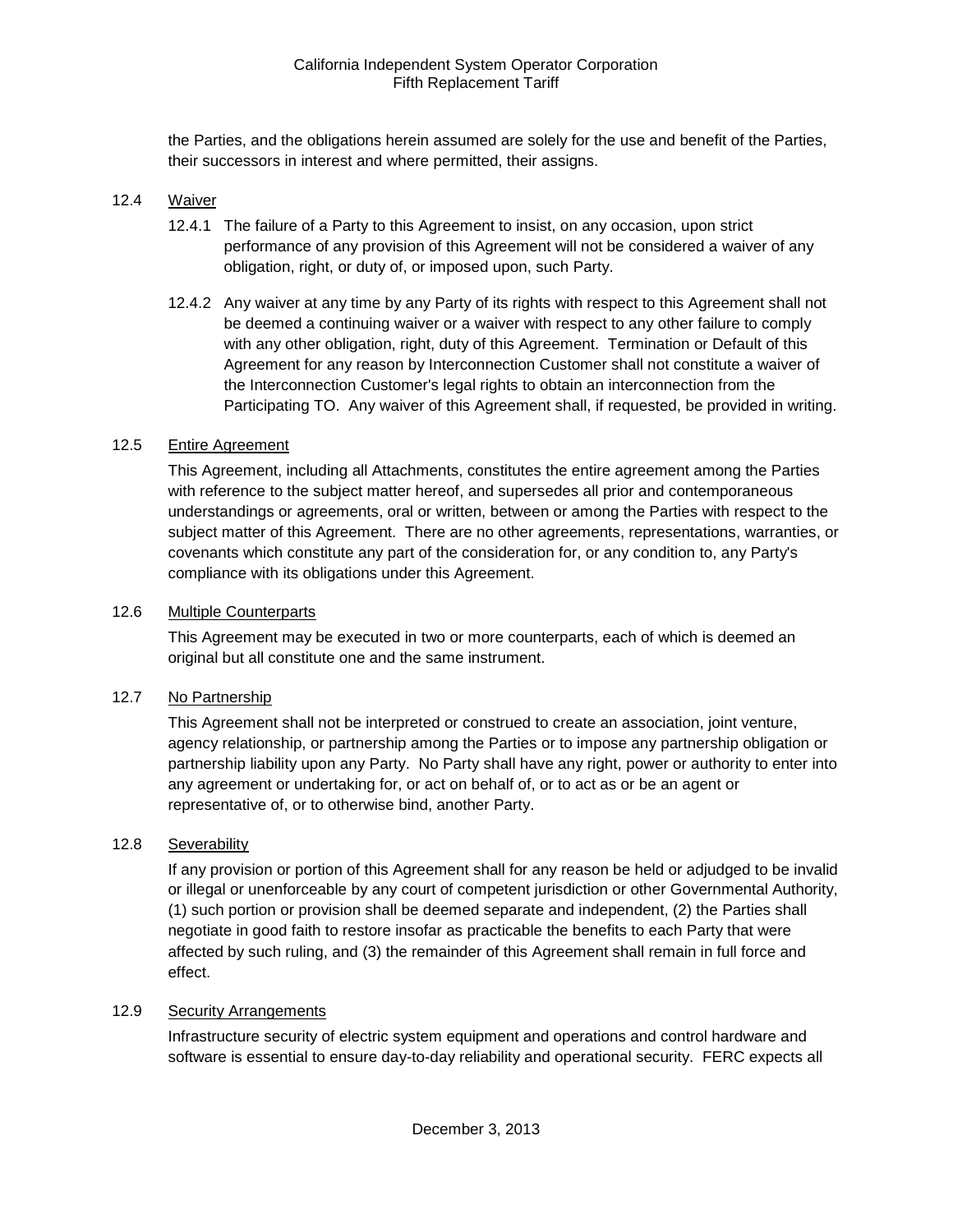the Parties, and the obligations herein assumed are solely for the use and benefit of the Parties, their successors in interest and where permitted, their assigns.

### 12.4 Waiver

12.4.1 The failure of a Party to this Agreement to insist, on any occasion, upon strict performance of any provision of this Agreement will not be considered a waiver of any obligation, right, or duty of, or imposed upon, such Party.

12.4.2 Any waiver at any time by any Party of its rights with respect to this Agreement shall not be deemed a continuing waiver or a waiver with respect to any other failure to comply with any other obligation, right, duty of this Agreement. Termination or Default of this Agreement for any reason by Interconnection Customer shall not constitute a waiver of the Interconnection Customer's legal rights to obtain an interconnection from the Participating TO. Any waiver of this Agreement shall, if requested, be provided in writing.

### 12.5 Entire Agreement

This Agreement, including all Attachments, constitutes the entire agreement among the Parties with reference to the subject matter hereof, and supersedes all prior and contemporaneous understandings or agreements, oral or written, between or among the Parties with respect to the subject matter of this Agreement. There are no other agreements, representations, warranties, or covenants which constitute any part of the consideration for, or any condition to, any Party's compliance with its obligations under this Agreement.

### 12.6 Multiple Counterparts

This Agreement may be executed in two or more counterparts, each of which is deemed an original but all constitute one and the same instrument.

### 12.7 No Partnership

This Agreement shall not be interpreted or construed to create an association, joint venture, agency relationship, or partnership among the Parties or to impose any partnership obligation or partnership liability upon any Party. No Party shall have any right, power or authority to enter into any agreement or undertaking for, or act on behalf of, or to act as or be an agent or representative of, or to otherwise bind, another Party.

### 12.8 Severability

If any provision or portion of this Agreement shall for any reason be held or adjudged to be invalid or illegal or unenforceable by any court of competent jurisdiction or other Governmental Authority, (1) such portion or provision shall be deemed separate and independent, (2) the Parties shall negotiate in good faith to restore insofar as practicable the benefits to each Party that were affected by such ruling, and (3) the remainder of this Agreement shall remain in full force and effect.

### 12.9 Security Arrangements

Infrastructure security of electric system equipment and operations and control hardware and software is essential to ensure day-to-day reliability and operational security. FERC expects all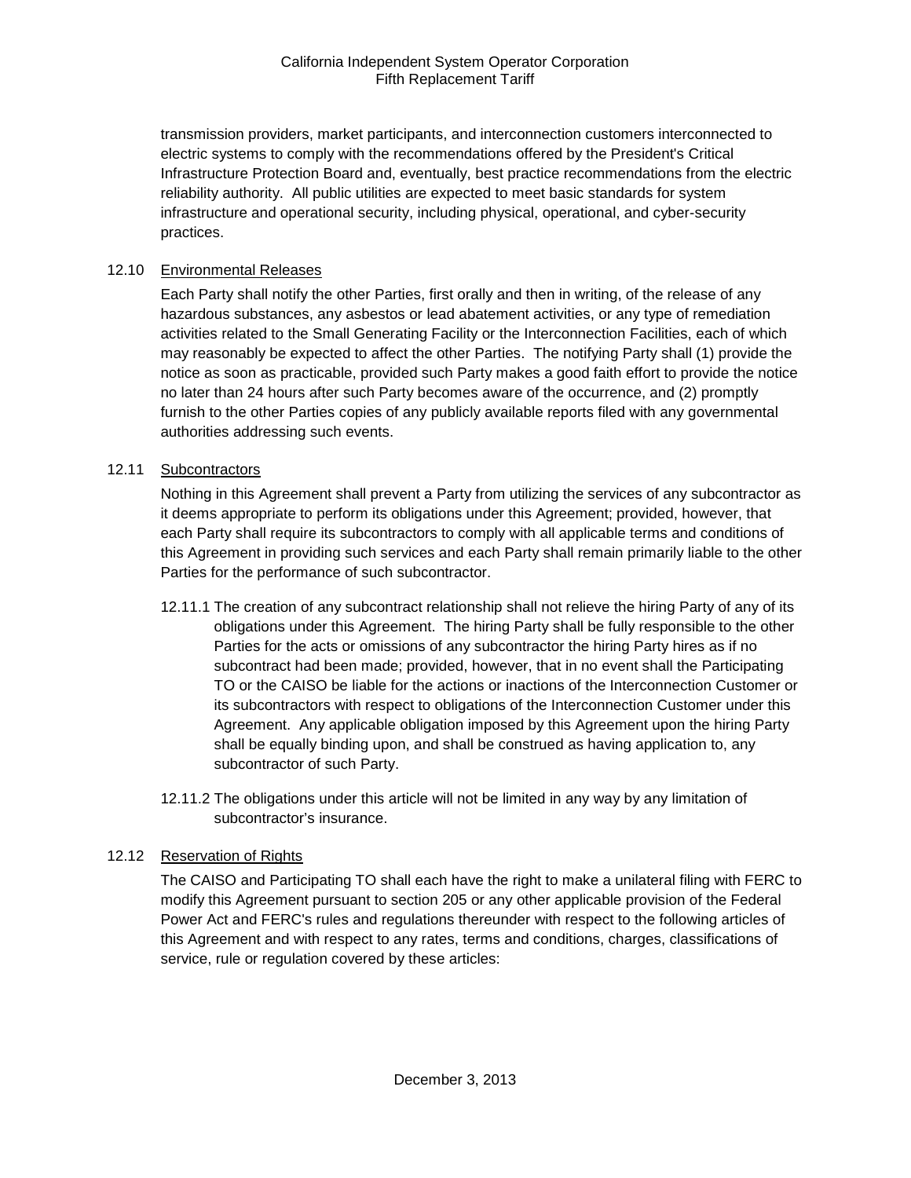transmission providers, market participants, and interconnection customers interconnected to electric systems to comply with the recommendations offered by the President's Critical Infrastructure Protection Board and, eventually, best practice recommendations from the electric reliability authority. All public utilities are expected to meet basic standards for system infrastructure and operational security, including physical, operational, and cyber-security practices.

12.10 Environmental Releases

Each Party shall notify the other Parties, first orally and then in writing, of the release of any hazardous substances, any asbestos or lead abatement activities, or any type of remediation activities related to the Small Generating Facility or the Interconnection Facilities, each of which may reasonably be expected to affect the other Parties. The notifying Party shall (1) provide the notice as soon as practicable, provided such Party makes a good faith effort to provide the notice no later than 24 hours after such Party becomes aware of the occurrence, and (2) promptly furnish to the other Parties copies of any publicly available reports filed with any governmental authorities addressing such events.

12.11 Subcontractors

Nothing in this Agreement shall prevent a Party from utilizing the services of any subcontractor as it deems appropriate to perform its obligations under this Agreement; provided, however, that each Party shall require its subcontractors to comply with all applicable terms and conditions of this Agreement in providing such services and each Party shall remain primarily liable to the other Parties for the performance of such subcontractor.

12.11.1 The creation of any subcontract relationship shall not relieve the hiring Party of any of its obligations under this Agreement. The hiring Party shall be fully responsible to the other Parties for the acts or omissions of any subcontractor the hiring Party hires as if no subcontract had been made; provided, however, that in no event shall the Participating TO or the CAISO be liable for the actions or inactions of the Interconnection Customer or its subcontractors with respect to obligations of the Interconnection Customer under this Agreement. Any applicable obligation imposed by this Agreement upon the hiring Party shall be equally binding upon, and shall be construed as having application to, any subcontractor of such Party.

12.11.2 The obligations under this article will not be limited in any way by any limitation of subcontractor's insurance.

12.12 Reservation of Rights

The CAISO and Participating TO shall each have the right to make a unilateral filing with FERC to modify this Agreement pursuant to section 205 or any other applicable provision of the Federal Power Act and FERC's rules and regulations thereunder with respect to the following articles of this Agreement and with respect to any rates, terms and conditions, charges, classifications of service, rule or regulation covered by these articles: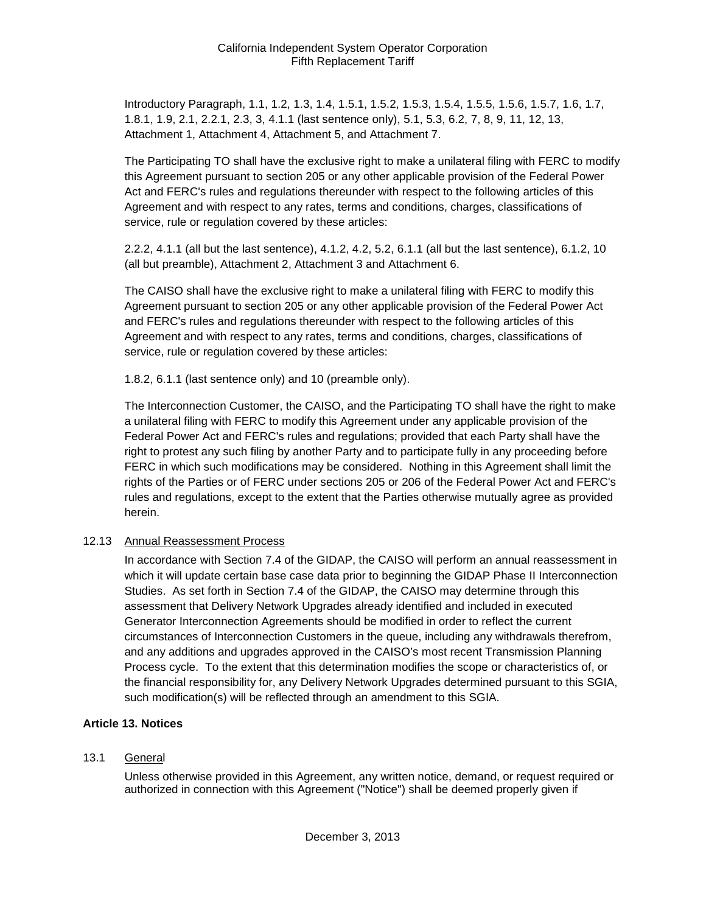Introductory Paragraph, 1.1, 1.2, 1.3, 1.4, 1.5.1, 1.5.2, 1.5.3, 1.5.4, 1.5.5, 1.5.6, 1.5.7, 1.6, 1.7, 1.8.1, 1.9, 2.1, 2.2.1, 2.3, 3, 4.1.1 (last sentence only), 5.1, 5.3, 6.2, 7, 8, 9, 11, 12, 13, Attachment 1, Attachment 4, Attachment 5, and Attachment 7.

The Participating TO shall have the exclusive right to make a unilateral filing with FERC to modify this Agreement pursuant to section 205 or any other applicable provision of the Federal Power Act and FERC's rules and regulations thereunder with respect to the following articles of this Agreement and with respect to any rates, terms and conditions, charges, classifications of service, rule or regulation covered by these articles:

2.2.2, 4.1.1 (all but the last sentence), 4.1.2, 4.2, 5.2, 6.1.1 (all but the last sentence), 6.1.2, 10 (all but preamble), Attachment 2, Attachment 3 and Attachment 6.

The CAISO shall have the exclusive right to make a unilateral filing with FERC to modify this Agreement pursuant to section 205 or any other applicable provision of the Federal Power Act and FERC's rules and regulations thereunder with respect to the following articles of this Agreement and with respect to any rates, terms and conditions, charges, classifications of service, rule or regulation covered by these articles:

1.8.2, 6.1.1 (last sentence only) and 10 (preamble only).

The Interconnection Customer, the CAISO, and the Participating TO shall have the right to make a unilateral filing with FERC to modify this Agreement under any applicable provision of the Federal Power Act and FERC's rules and regulations; provided that each Party shall have the right to protest any such filing by another Party and to participate fully in any proceeding before FERC in which such modifications may be considered. Nothing in this Agreement shall limit the rights of the Parties or of FERC under sections 205 or 206 of the Federal Power Act and FERC's rules and regulations, except to the extent that the Parties otherwise mutually agree as provided herein.

12.13 Annual Reassessment Process

In accordance with Section 7.4 of the GIDAP, the CAISO will perform an annual reassessment in which it will update certain base case data prior to beginning the GIDAP Phase II Interconnection Studies. As set forth in Section 7.4 of the GIDAP, the CAISO may determine through this assessment that Delivery Network Upgrades already identified and included in executed Generator Interconnection Agreements should be modified in order to reflect the current circumstances of Interconnection Customers in the queue, including any withdrawals therefrom, and any additions and upgrades approved in the CAISO's most recent Transmission Planning Process cycle. To the extent that this determination modifies the scope or characteristics of, or the financial responsibility for, any Delivery Network Upgrades determined pursuant to this SGIA, such modification(s) will be reflected through an amendment to this SGIA.

## Article 13. Notices

13.1 General

Unless otherwise provided in this Agreement, any written notice, demand, or request required or authorized in connection with this Agreement ("Notice") shall be deemed properly given if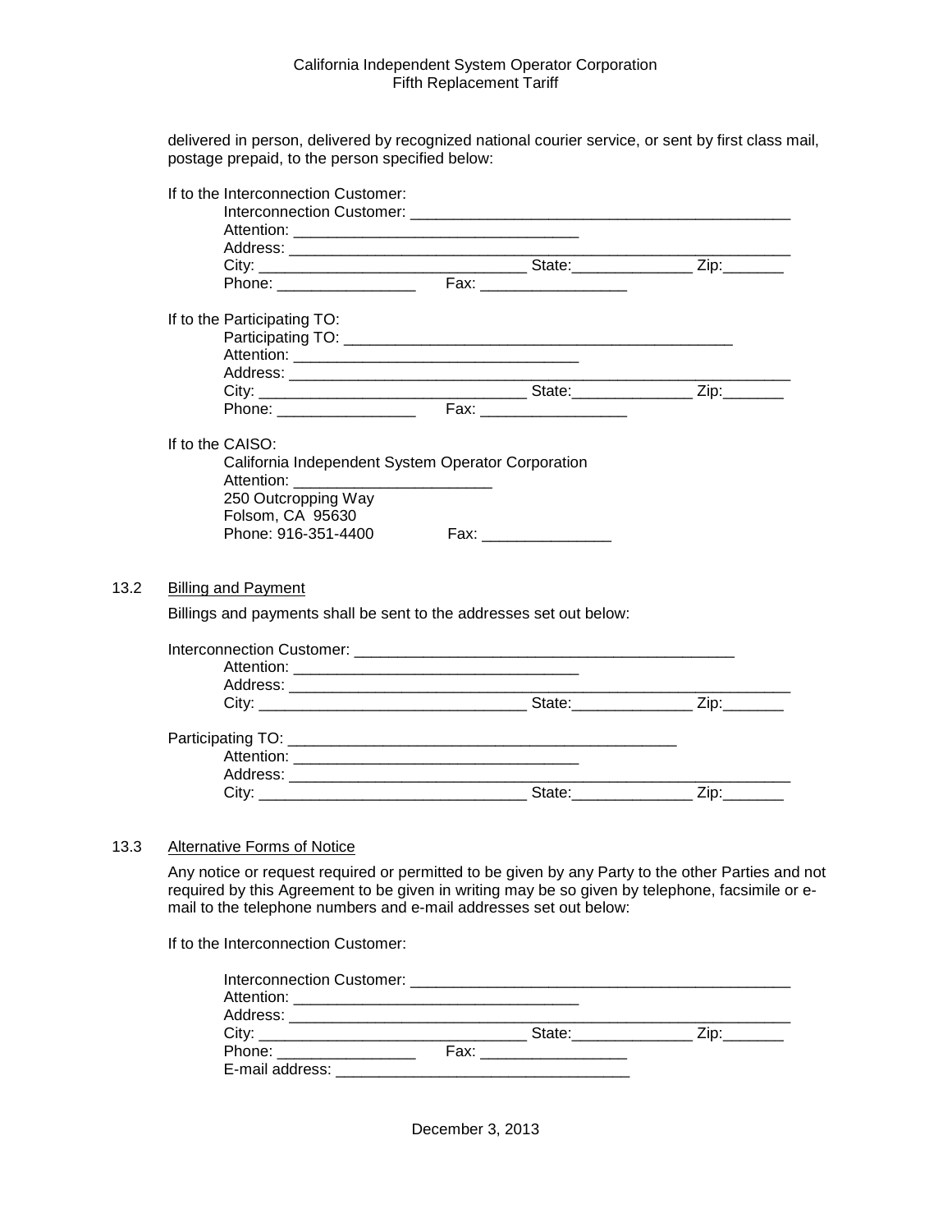delivered in person, delivered by recognized national courier service, or sent by first class mail, postage prepaid, to the person specified below:

If to the Interconnection Customer:

Interconnection Customer: ______________________________________________
Attention: __________________________________
Address: _____________________________________________________________
City: ________________________________ State:______________ Zip:_______
Phone: ________________ Fax: _________________

If to the Participating TO:

Participating TO: _______________________________________________
Attention: __________________________________
Address: _____________________________________________________________
City: ________________________________ State:______________ Zip:_______
Phone: ________________ Fax: _________________

If to the CAISO:

California Independent System Operator Corporation
Attention: ________________________
250 Outcropping Way
Folsom, CA 95630
Phone: 916-351-4400 Fax: _______________

13.2 Billing and Payment

Billings and payments shall be sent to the addresses set out below:

Interconnection Customer: ______________________________________________
Attention: __________________________________
Address: _____________________________________________________________
City: ________________________________ State:______________ Zip:_______

Participating TO: _______________________________________________
Attention: __________________________________
Address: _____________________________________________________________
City: ________________________________ State:______________ Zip:_______

13.3 Alternative Forms of Notice

Any notice or request required or permitted to be given by any Party to the other Parties and not required by this Agreement to be given in writing may be so given by telephone, facsimile or e-mail to the telephone numbers and e-mail addresses set out below:

If to the Interconnection Customer:

Interconnection Customer: ______________________________________________
Attention: __________________________________
Address: _____________________________________________________________
City: ________________________________ State:______________ Zip:_______
Phone: ________________ Fax: _________________
E-mail address: __________________________________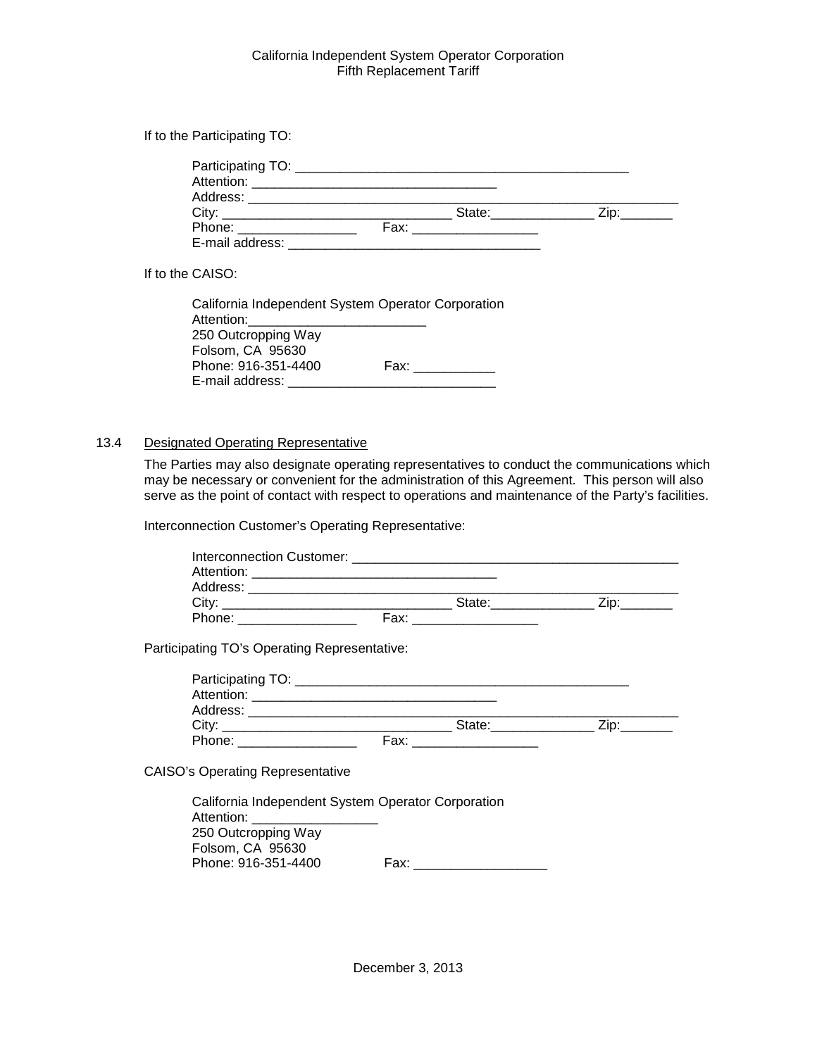If to the Participating TO:

Participating TO: _______________________________________________
Attention: __________________________________
Address: ______________________________________________________________
City: _________________________________ State:______________ Zip:_______
Phone: ________________ Fax: _________________
E-mail address: ___________________________________

If to the CAISO:

California Independent System Operator Corporation
Attention:________________________
250 Outcropping Way
Folsom, CA 95630
Phone: 916-351-4400 Fax: ___________
E-mail address: _____________________________

13.4 Designated Operating Representative

The Parties may also designate operating representatives to conduct the communications which may be necessary or convenient for the administration of this Agreement. This person will also serve as the point of contact with respect to operations and maintenance of the Party's facilities.

Interconnection Customer's Operating Representative:

Interconnection Customer: ______________________________________________
Attention: __________________________________
Address: ______________________________________________________________
City: _________________________________ State:______________ Zip:_______
Phone: ________________ Fax: _________________

Participating TO's Operating Representative:

Participating TO: _______________________________________________
Attention: __________________________________
Address: ______________________________________________________________
City: _________________________________ State:______________ Zip:_______
Phone: ________________ Fax: _________________

CAISO's Operating Representative

California Independent System Operator Corporation
Attention: ________________
250 Outcropping Way
Folsom, CA 95630
Phone: 916-351-4400 Fax: __________________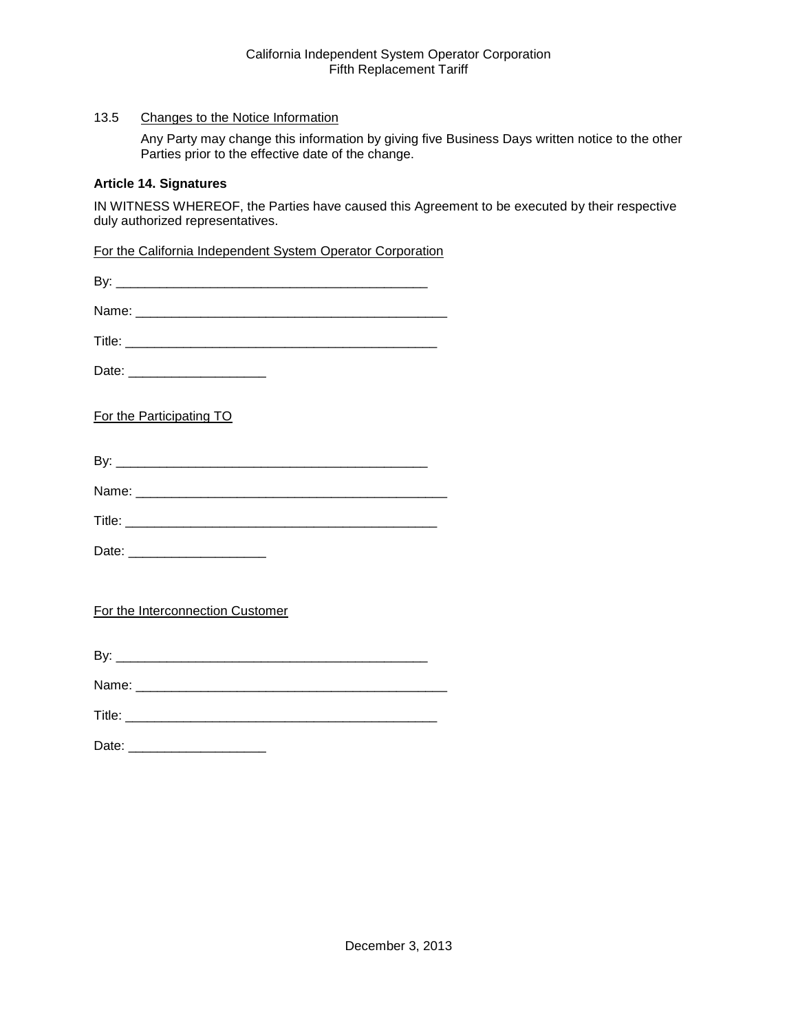13.5 Changes to the Notice Information

Any Party may change this information by giving five Business Days written notice to the other Parties prior to the effective date of the change.

**Article 14. Signatures**

IN WITNESS WHEREOF, the Parties have caused this Agreement to be executed by their respective duly authorized representatives.

For the California Independent System Operator Corporation

By: ___________________________________________

Name: ___________________________________________

Title: ___________________________________________

Date: ___________________

For the Participating TO

By: ___________________________________________

Name: ___________________________________________

Title: ___________________________________________

Date: ___________________

For the Interconnection Customer

By: ___________________________________________

Name: ___________________________________________

Title: ___________________________________________

Date: ___________________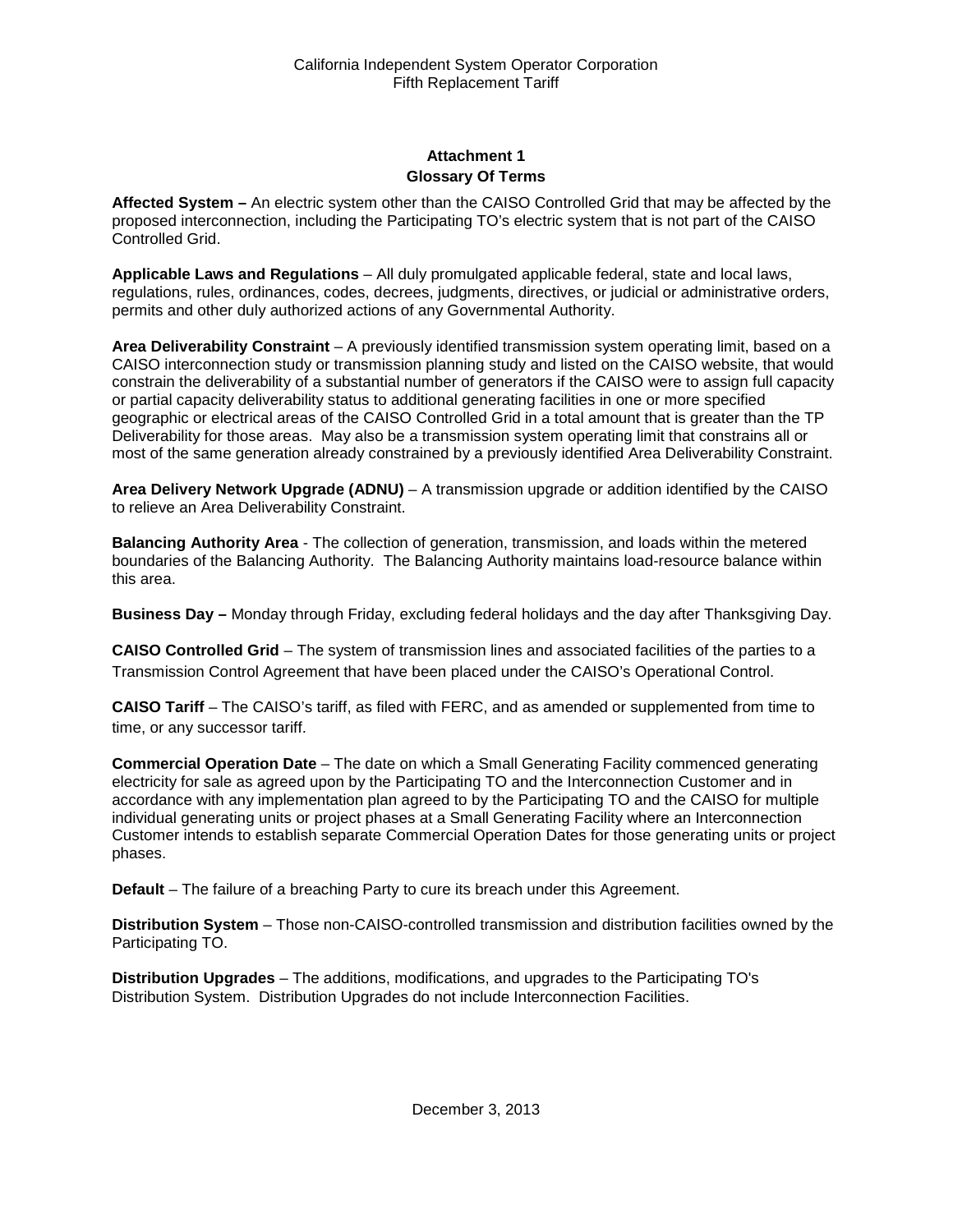## Attachment 1
## Glossary Of Terms

**Affected System –** An electric system other than the CAISO Controlled Grid that may be affected by the proposed interconnection, including the Participating TO's electric system that is not part of the CAISO Controlled Grid.

**Applicable Laws and Regulations** – All duly promulgated applicable federal, state and local laws, regulations, rules, ordinances, codes, decrees, judgments, directives, or judicial or administrative orders, permits and other duly authorized actions of any Governmental Authority.

**Area Deliverability Constraint** – A previously identified transmission system operating limit, based on a CAISO interconnection study or transmission planning study and listed on the CAISO website, that would constrain the deliverability of a substantial number of generators if the CAISO were to assign full capacity or partial capacity deliverability status to additional generating facilities in one or more specified geographic or electrical areas of the CAISO Controlled Grid in a total amount that is greater than the TP Deliverability for those areas. May also be a transmission system operating limit that constrains all or most of the same generation already constrained by a previously identified Area Deliverability Constraint.

**Area Delivery Network Upgrade (ADNU)** – A transmission upgrade or addition identified by the CAISO to relieve an Area Deliverability Constraint.

**Balancing Authority Area** - The collection of generation, transmission, and loads within the metered boundaries of the Balancing Authority. The Balancing Authority maintains load-resource balance within this area.

**Business Day –** Monday through Friday, excluding federal holidays and the day after Thanksgiving Day.

**CAISO Controlled Grid** – The system of transmission lines and associated facilities of the parties to a Transmission Control Agreement that have been placed under the CAISO's Operational Control.

**CAISO Tariff** – The CAISO's tariff, as filed with FERC, and as amended or supplemented from time to time, or any successor tariff.

**Commercial Operation Date** – The date on which a Small Generating Facility commenced generating electricity for sale as agreed upon by the Participating TO and the Interconnection Customer and in accordance with any implementation plan agreed to by the Participating TO and the CAISO for multiple individual generating units or project phases at a Small Generating Facility where an Interconnection Customer intends to establish separate Commercial Operation Dates for those generating units or project phases.

**Default** – The failure of a breaching Party to cure its breach under this Agreement.

**Distribution System** – Those non-CAISO-controlled transmission and distribution facilities owned by the Participating TO.

**Distribution Upgrades** – The additions, modifications, and upgrades to the Participating TO's Distribution System. Distribution Upgrades do not include Interconnection Facilities.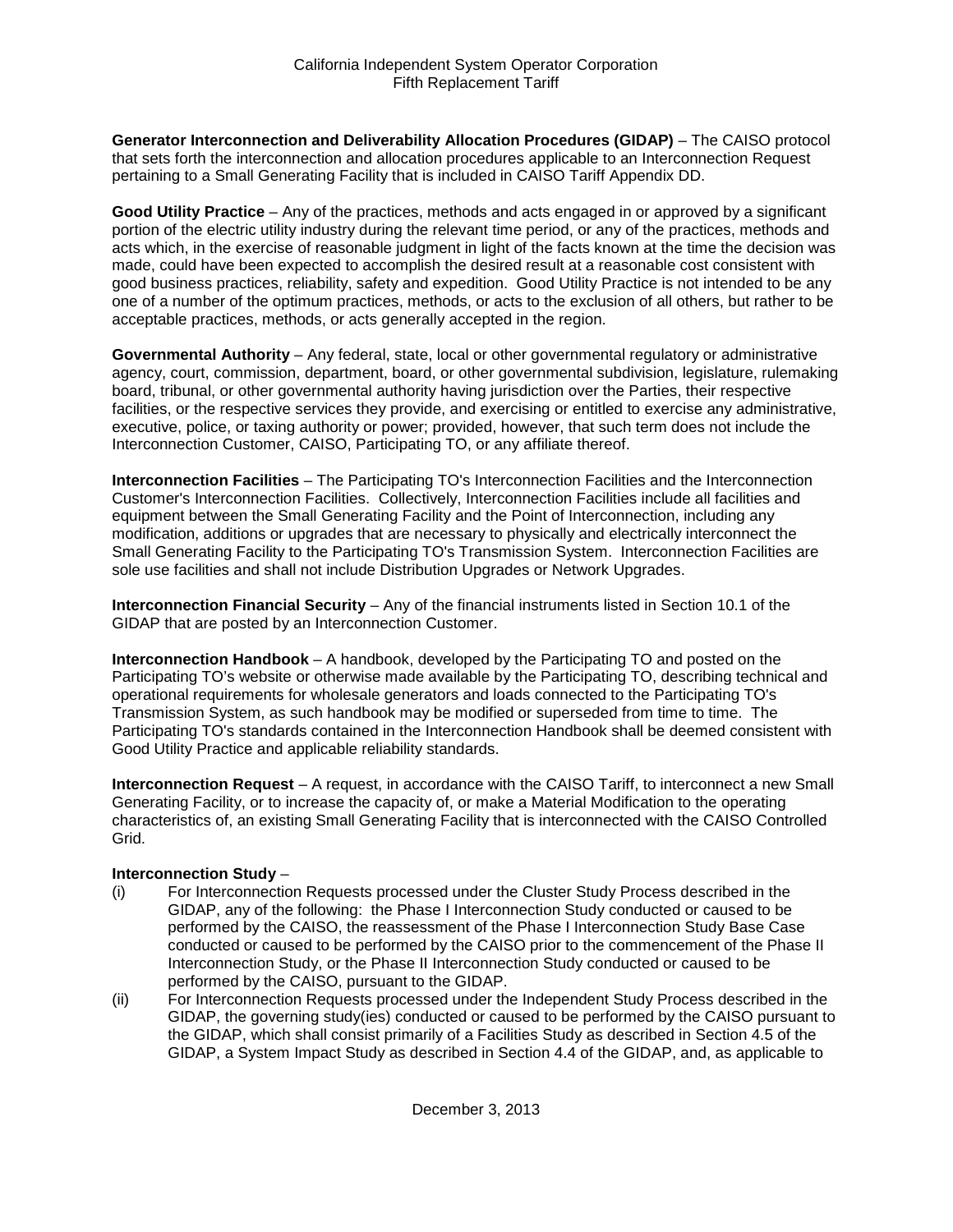**Generator Interconnection and Deliverability Allocation Procedures (GIDAP)** – The CAISO protocol that sets forth the interconnection and allocation procedures applicable to an Interconnection Request pertaining to a Small Generating Facility that is included in CAISO Tariff Appendix DD.

**Good Utility Practice** – Any of the practices, methods and acts engaged in or approved by a significant portion of the electric utility industry during the relevant time period, or any of the practices, methods and acts which, in the exercise of reasonable judgment in light of the facts known at the time the decision was made, could have been expected to accomplish the desired result at a reasonable cost consistent with good business practices, reliability, safety and expedition. Good Utility Practice is not intended to be any one of a number of the optimum practices, methods, or acts to the exclusion of all others, but rather to be acceptable practices, methods, or acts generally accepted in the region.

**Governmental Authority** – Any federal, state, local or other governmental regulatory or administrative agency, court, commission, department, board, or other governmental subdivision, legislature, rulemaking board, tribunal, or other governmental authority having jurisdiction over the Parties, their respective facilities, or the respective services they provide, and exercising or entitled to exercise any administrative, executive, police, or taxing authority or power; provided, however, that such term does not include the Interconnection Customer, CAISO, Participating TO, or any affiliate thereof.

**Interconnection Facilities** – The Participating TO's Interconnection Facilities and the Interconnection Customer's Interconnection Facilities. Collectively, Interconnection Facilities include all facilities and equipment between the Small Generating Facility and the Point of Interconnection, including any modification, additions or upgrades that are necessary to physically and electrically interconnect the Small Generating Facility to the Participating TO's Transmission System. Interconnection Facilities are sole use facilities and shall not include Distribution Upgrades or Network Upgrades.

**Interconnection Financial Security** – Any of the financial instruments listed in Section 10.1 of the GIDAP that are posted by an Interconnection Customer.

**Interconnection Handbook** – A handbook, developed by the Participating TO and posted on the Participating TO's website or otherwise made available by the Participating TO, describing technical and operational requirements for wholesale generators and loads connected to the Participating TO's Transmission System, as such handbook may be modified or superseded from time to time. The Participating TO's standards contained in the Interconnection Handbook shall be deemed consistent with Good Utility Practice and applicable reliability standards.

**Interconnection Request** – A request, in accordance with the CAISO Tariff, to interconnect a new Small Generating Facility, or to increase the capacity of, or make a Material Modification to the operating characteristics of, an existing Small Generating Facility that is interconnected with the CAISO Controlled Grid.

**Interconnection Study** –

(i) For Interconnection Requests processed under the Cluster Study Process described in the GIDAP, any of the following: the Phase I Interconnection Study conducted or caused to be performed by the CAISO, the reassessment of the Phase I Interconnection Study Base Case conducted or caused to be performed by the CAISO prior to the commencement of the Phase II Interconnection Study, or the Phase II Interconnection Study conducted or caused to be performed by the CAISO, pursuant to the GIDAP.

(ii) For Interconnection Requests processed under the Independent Study Process described in the GIDAP, the governing study(ies) conducted or caused to be performed by the CAISO pursuant to the GIDAP, which shall consist primarily of a Facilities Study as described in Section 4.5 of the GIDAP, a System Impact Study as described in Section 4.4 of the GIDAP, and, as applicable to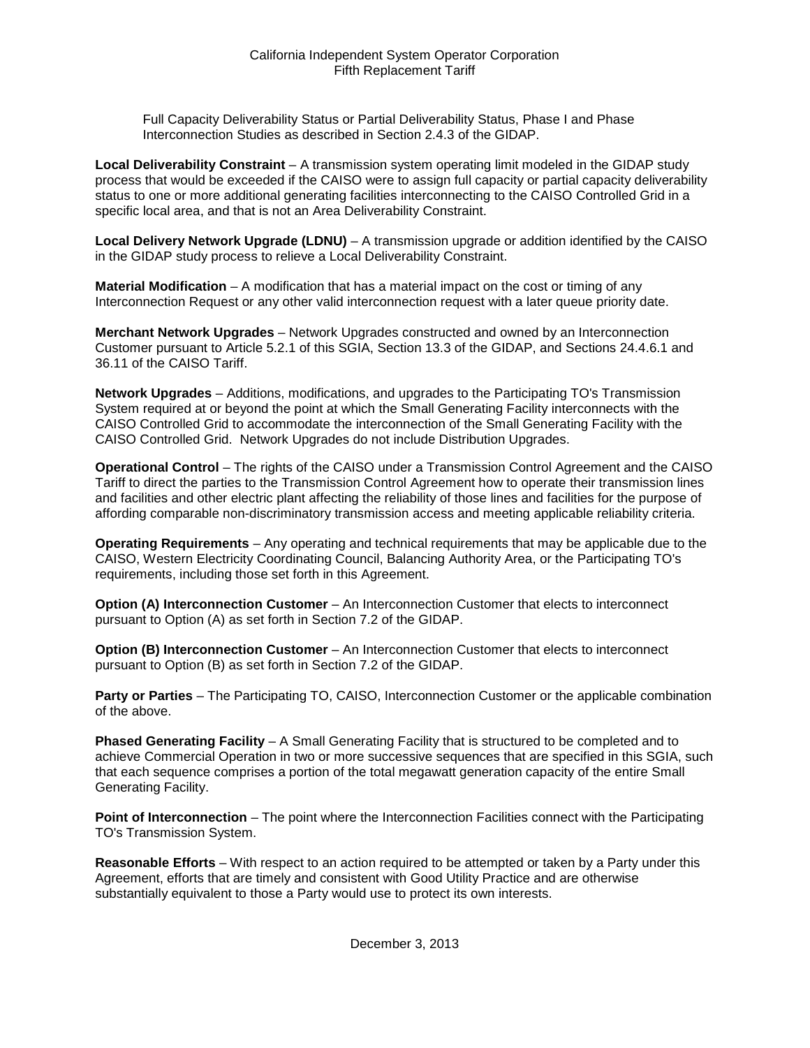Full Capacity Deliverability Status or Partial Deliverability Status, Phase I and Phase Interconnection Studies as described in Section 2.4.3 of the GIDAP.

**Local Deliverability Constraint** – A transmission system operating limit modeled in the GIDAP study process that would be exceeded if the CAISO were to assign full capacity or partial capacity deliverability status to one or more additional generating facilities interconnecting to the CAISO Controlled Grid in a specific local area, and that is not an Area Deliverability Constraint.

**Local Delivery Network Upgrade (LDNU)** – A transmission upgrade or addition identified by the CAISO in the GIDAP study process to relieve a Local Deliverability Constraint.

**Material Modification** – A modification that has a material impact on the cost or timing of any Interconnection Request or any other valid interconnection request with a later queue priority date.

**Merchant Network Upgrades** – Network Upgrades constructed and owned by an Interconnection Customer pursuant to Article 5.2.1 of this SGIA, Section 13.3 of the GIDAP, and Sections 24.4.6.1 and 36.11 of the CAISO Tariff.

**Network Upgrades** – Additions, modifications, and upgrades to the Participating TO's Transmission System required at or beyond the point at which the Small Generating Facility interconnects with the CAISO Controlled Grid to accommodate the interconnection of the Small Generating Facility with the CAISO Controlled Grid. Network Upgrades do not include Distribution Upgrades.

**Operational Control** – The rights of the CAISO under a Transmission Control Agreement and the CAISO Tariff to direct the parties to the Transmission Control Agreement how to operate their transmission lines and facilities and other electric plant affecting the reliability of those lines and facilities for the purpose of affording comparable non-discriminatory transmission access and meeting applicable reliability criteria.

**Operating Requirements** – Any operating and technical requirements that may be applicable due to the CAISO, Western Electricity Coordinating Council, Balancing Authority Area, or the Participating TO's requirements, including those set forth in this Agreement.

**Option (A) Interconnection Customer** – An Interconnection Customer that elects to interconnect pursuant to Option (A) as set forth in Section 7.2 of the GIDAP.

**Option (B) Interconnection Customer** – An Interconnection Customer that elects to interconnect pursuant to Option (B) as set forth in Section 7.2 of the GIDAP.

**Party or Parties** – The Participating TO, CAISO, Interconnection Customer or the applicable combination of the above.

**Phased Generating Facility** – A Small Generating Facility that is structured to be completed and to achieve Commercial Operation in two or more successive sequences that are specified in this SGIA, such that each sequence comprises a portion of the total megawatt generation capacity of the entire Small Generating Facility.

**Point of Interconnection** – The point where the Interconnection Facilities connect with the Participating TO's Transmission System.

**Reasonable Efforts** – With respect to an action required to be attempted or taken by a Party under this Agreement, efforts that are timely and consistent with Good Utility Practice and are otherwise substantially equivalent to those a Party would use to protect its own interests.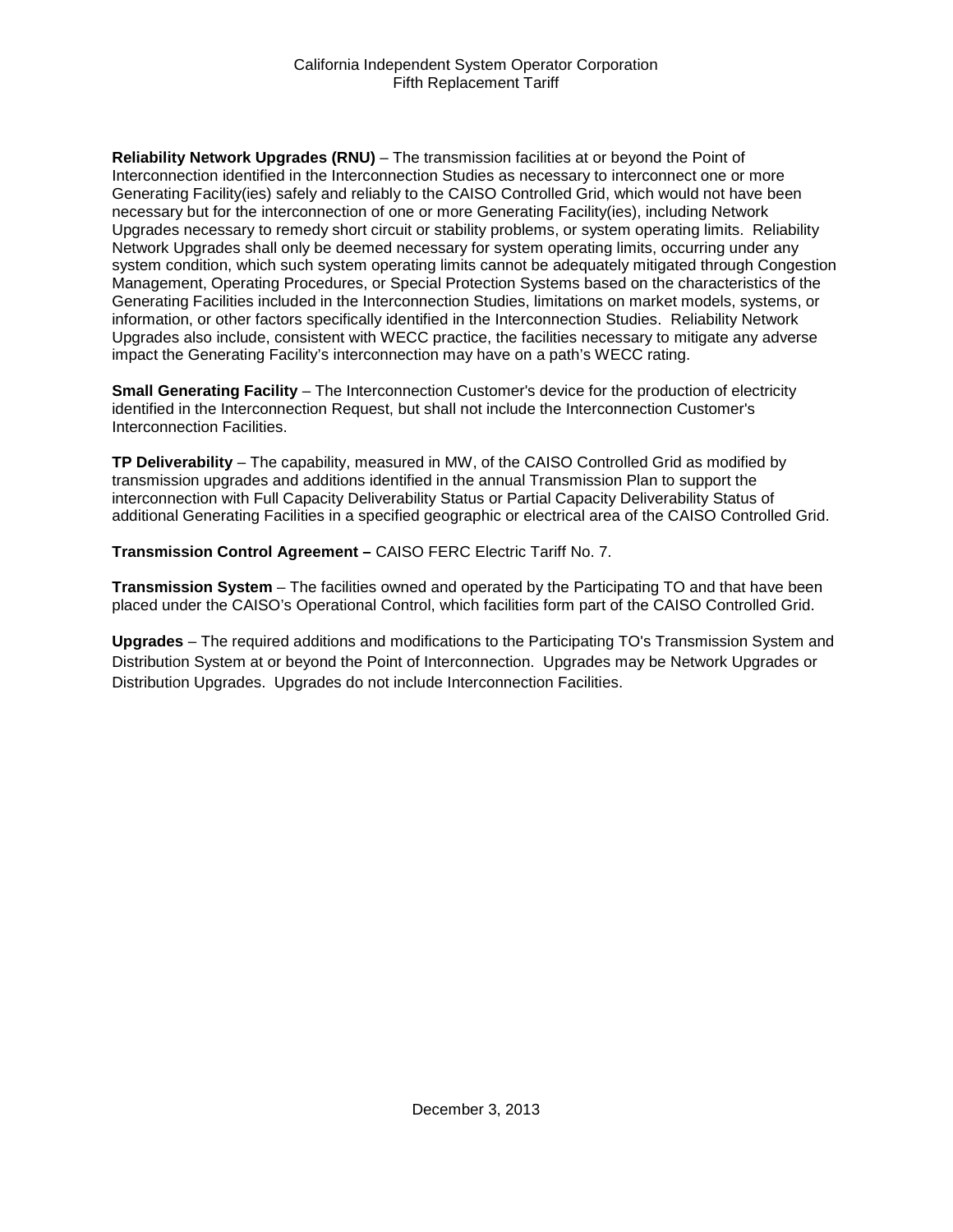**Reliability Network Upgrades (RNU)** – The transmission facilities at or beyond the Point of Interconnection identified in the Interconnection Studies as necessary to interconnect one or more Generating Facility(ies) safely and reliably to the CAISO Controlled Grid, which would not have been necessary but for the interconnection of one or more Generating Facility(ies), including Network Upgrades necessary to remedy short circuit or stability problems, or system operating limits. Reliability Network Upgrades shall only be deemed necessary for system operating limits, occurring under any system condition, which such system operating limits cannot be adequately mitigated through Congestion Management, Operating Procedures, or Special Protection Systems based on the characteristics of the Generating Facilities included in the Interconnection Studies, limitations on market models, systems, or information, or other factors specifically identified in the Interconnection Studies. Reliability Network Upgrades also include, consistent with WECC practice, the facilities necessary to mitigate any adverse impact the Generating Facility's interconnection may have on a path's WECC rating.

**Small Generating Facility** – The Interconnection Customer's device for the production of electricity identified in the Interconnection Request, but shall not include the Interconnection Customer's Interconnection Facilities.

**TP Deliverability** – The capability, measured in MW, of the CAISO Controlled Grid as modified by transmission upgrades and additions identified in the annual Transmission Plan to support the interconnection with Full Capacity Deliverability Status or Partial Capacity Deliverability Status of additional Generating Facilities in a specified geographic or electrical area of the CAISO Controlled Grid.

**Transmission Control Agreement –** CAISO FERC Electric Tariff No. 7.

**Transmission System** – The facilities owned and operated by the Participating TO and that have been placed under the CAISO's Operational Control, which facilities form part of the CAISO Controlled Grid.

**Upgrades** – The required additions and modifications to the Participating TO's Transmission System and Distribution System at or beyond the Point of Interconnection. Upgrades may be Network Upgrades or Distribution Upgrades. Upgrades do not include Interconnection Facilities.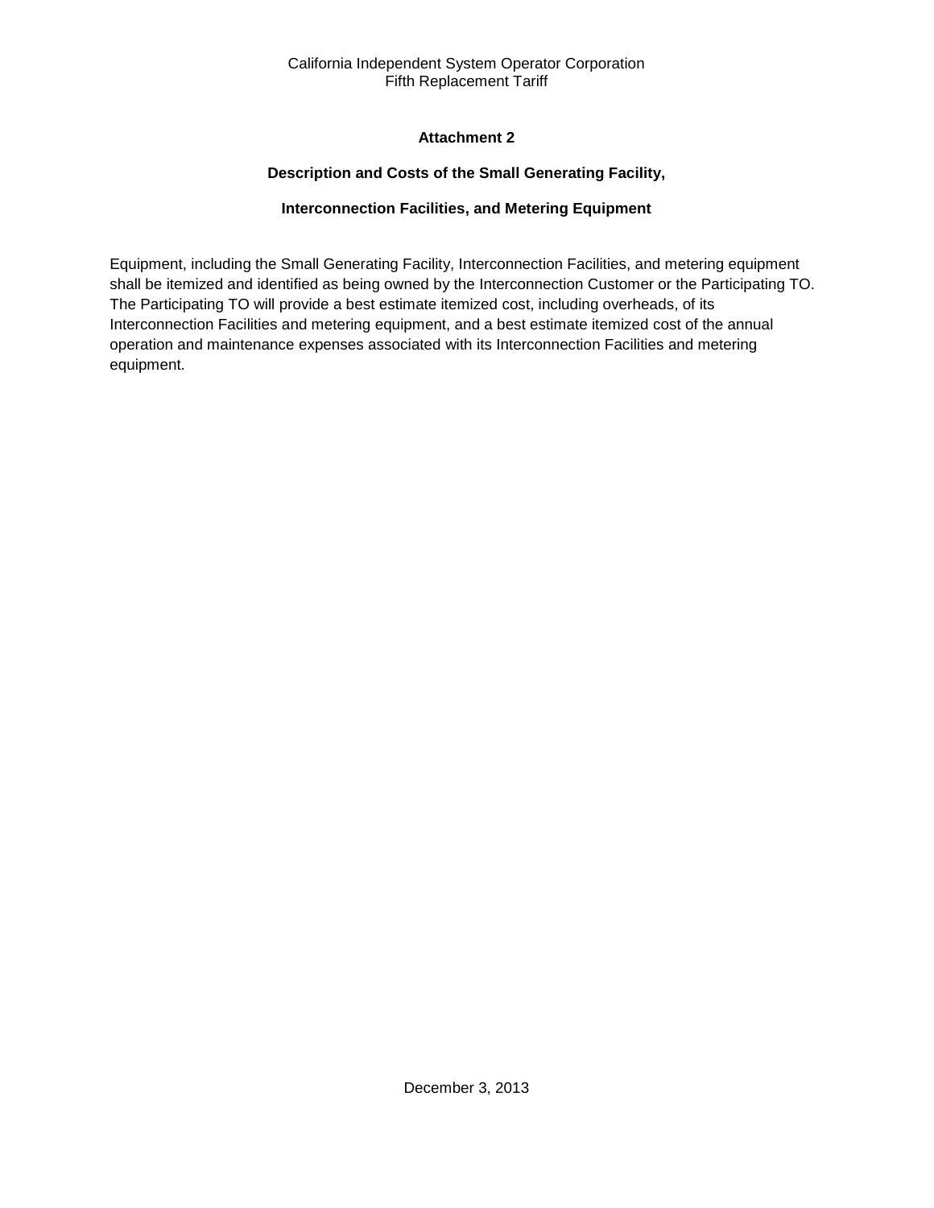## Attachment 2

### Description and Costs of the Small Generating Facility,

### Interconnection Facilities, and Metering Equipment

Equipment, including the Small Generating Facility, Interconnection Facilities, and metering equipment shall be itemized and identified as being owned by the Interconnection Customer or the Participating TO. The Participating TO will provide a best estimate itemized cost, including overheads, of its Interconnection Facilities and metering equipment, and a best estimate itemized cost of the annual operation and maintenance expenses associated with its Interconnection Facilities and metering equipment.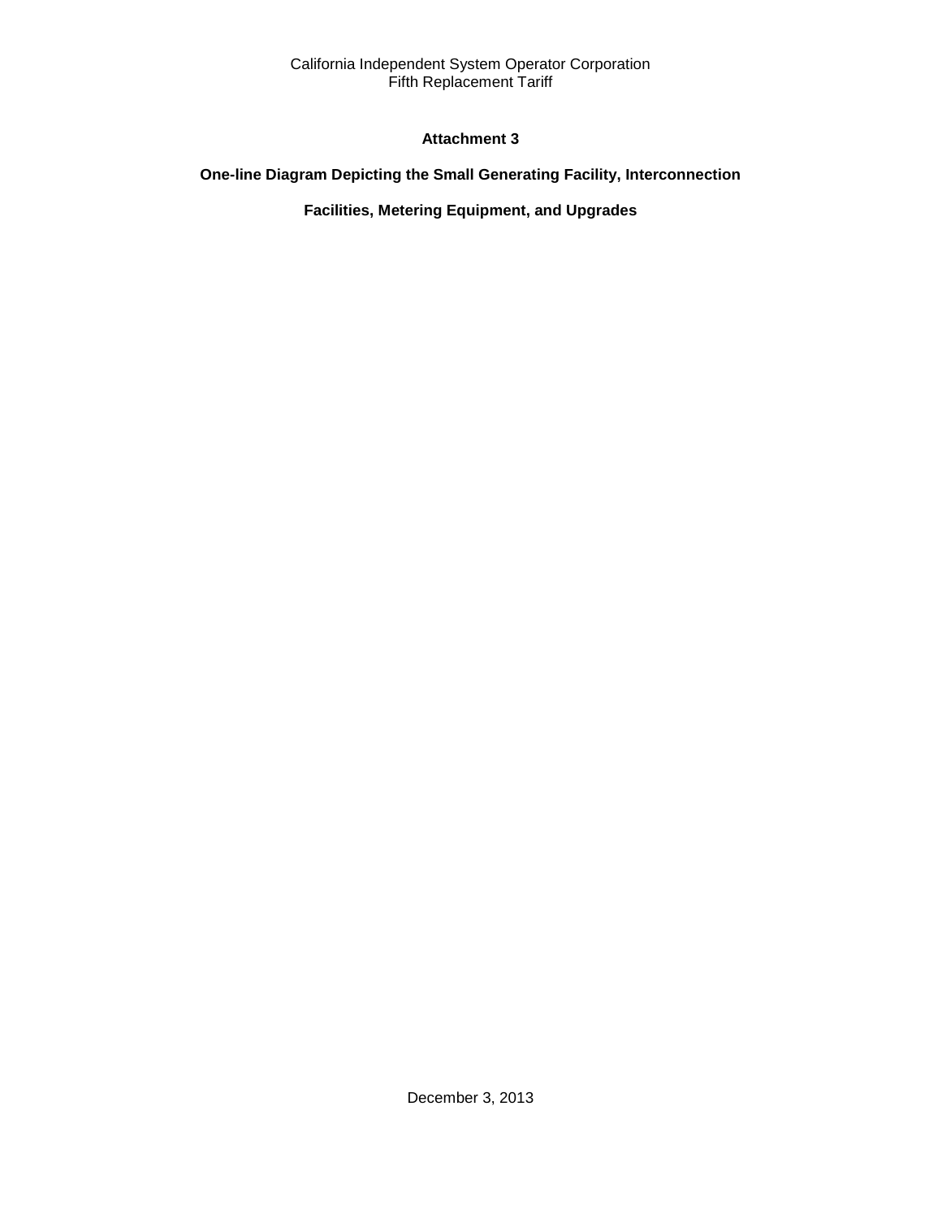**Attachment 3**

**One-line Diagram Depicting the Small Generating Facility, Interconnection Facilities, Metering Equipment, and Upgrades**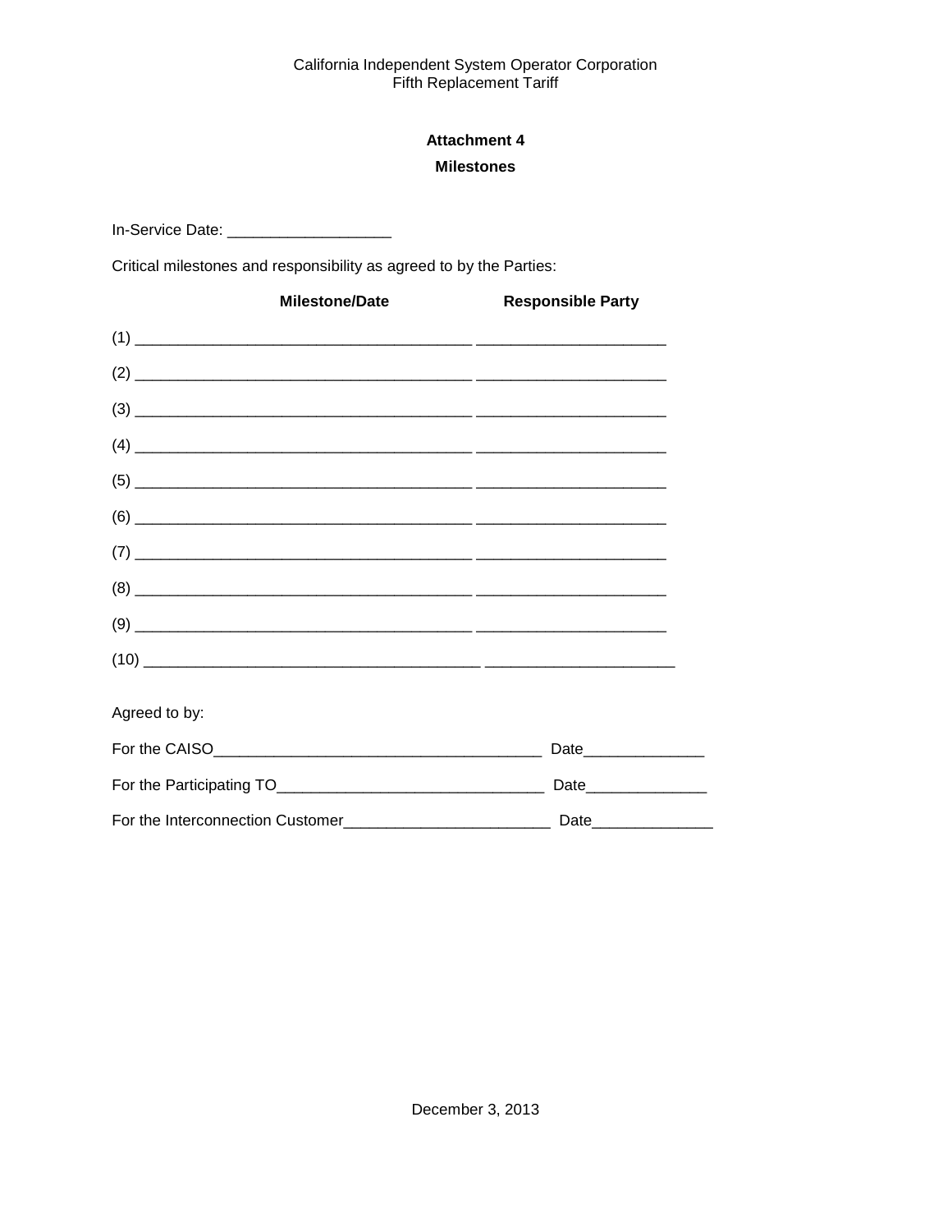## Attachment 4

## Milestones

In-Service Date: ___________________

Critical milestones and responsibility as agreed to by the Parties:

| | Milestone/Date | Responsible Party |
|---|---|---|
| (1) | _______________________________________ | ______________________ |
| (2) | _______________________________________ | ______________________ |
| (3) | _______________________________________ | ______________________ |
| (4) | _______________________________________ | ______________________ |
| (5) | _______________________________________ | ______________________ |
| (6) | _______________________________________ | ______________________ |
| (7) | _______________________________________ | ______________________ |
| (8) | _______________________________________ | ______________________ |
| (9) | _______________________________________ | ______________________ |
| (10) | _______________________________________ | ______________________ |

Agreed to by:

For the CAISO_______________________________________ Date______________

For the Participating TO_______________________________ Date______________

For the Interconnection Customer________________________ Date______________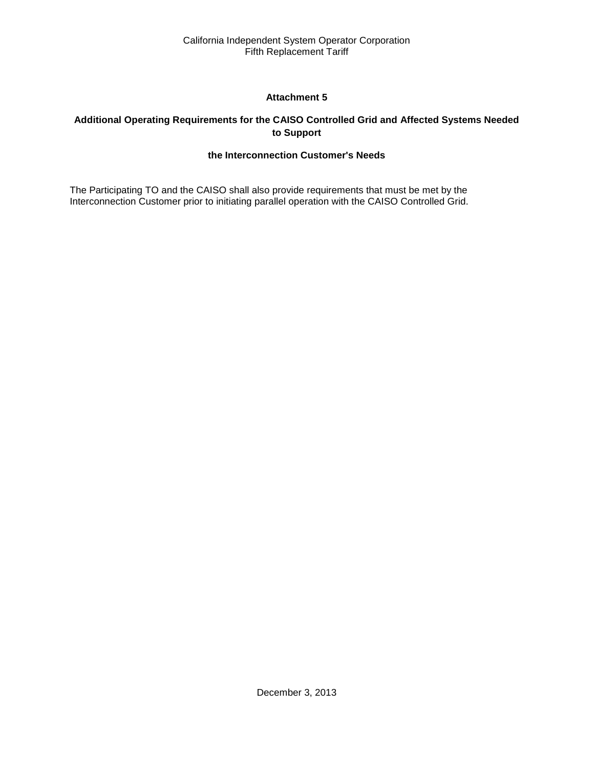## Attachment 5

### Additional Operating Requirements for the CAISO Controlled Grid and Affected Systems Needed to Support the Interconnection Customer's Needs

The Participating TO and the CAISO shall also provide requirements that must be met by the Interconnection Customer prior to initiating parallel operation with the CAISO Controlled Grid.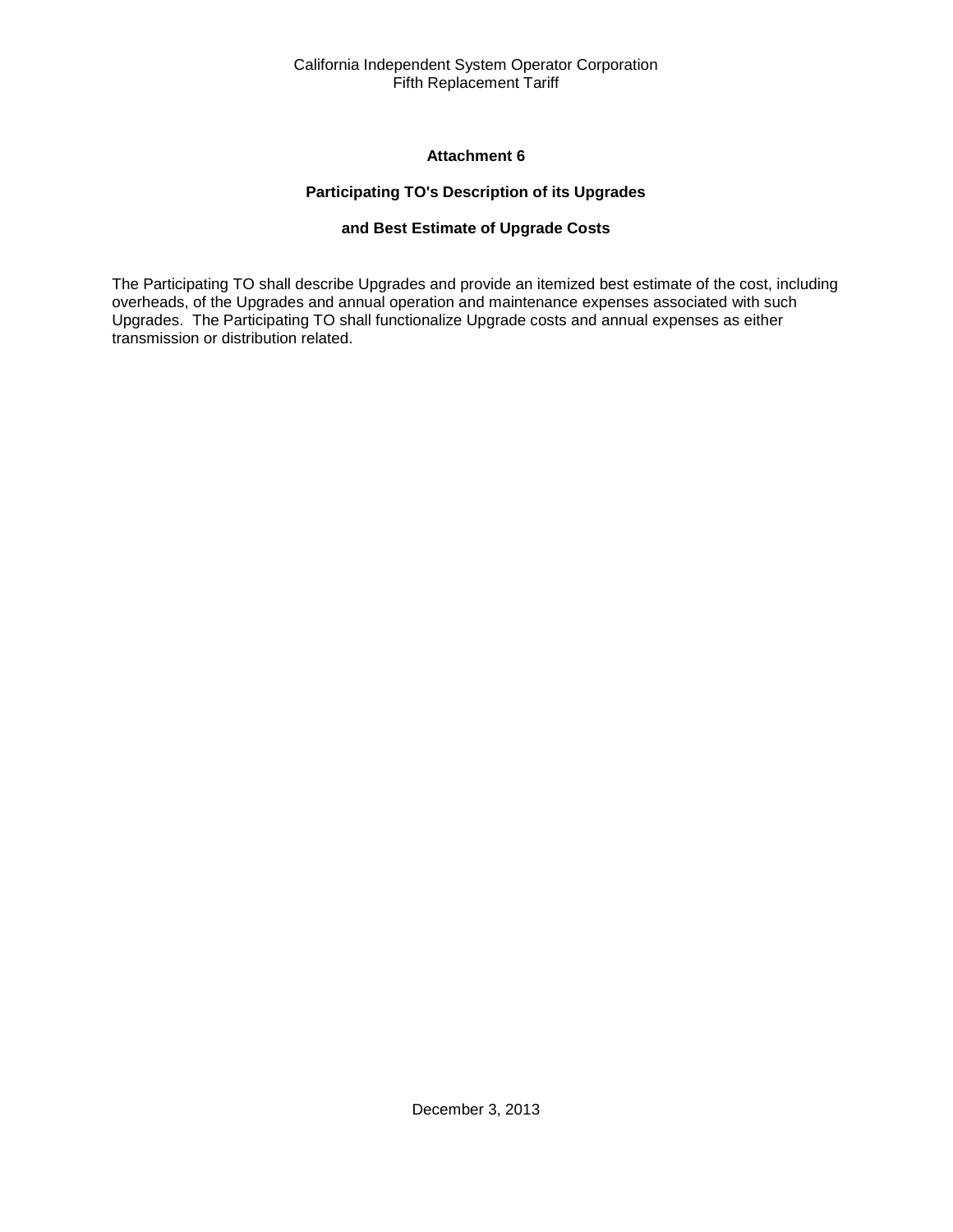# Attachment 6

## Participating TO's Description of its Upgrades

## and Best Estimate of Upgrade Costs

The Participating TO shall describe Upgrades and provide an itemized best estimate of the cost, including overheads, of the Upgrades and annual operation and maintenance expenses associated with such Upgrades. The Participating TO shall functionalize Upgrade costs and annual expenses as either transmission or distribution related.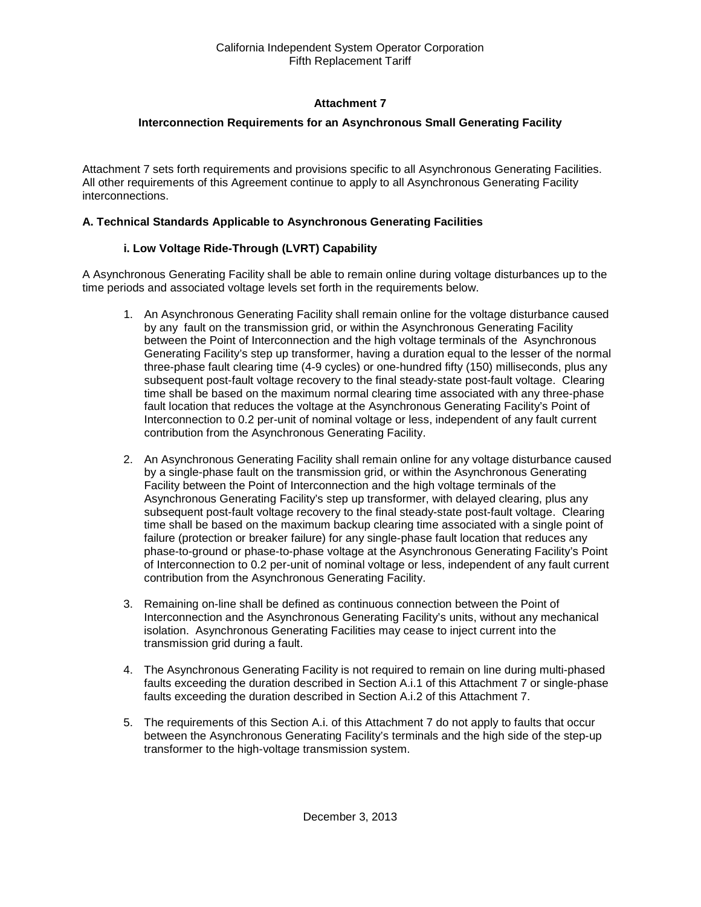# Attachment 7

## Interconnection Requirements for an Asynchronous Small Generating Facility

Attachment 7 sets forth requirements and provisions specific to all Asynchronous Generating Facilities. All other requirements of this Agreement continue to apply to all Asynchronous Generating Facility interconnections.

### A. Technical Standards Applicable to Asynchronous Generating Facilities

#### i. Low Voltage Ride-Through (LVRT) Capability

A Asynchronous Generating Facility shall be able to remain online during voltage disturbances up to the time periods and associated voltage levels set forth in the requirements below.

1. An Asynchronous Generating Facility shall remain online for the voltage disturbance caused by any fault on the transmission grid, or within the Asynchronous Generating Facility between the Point of Interconnection and the high voltage terminals of the Asynchronous Generating Facility's step up transformer, having a duration equal to the lesser of the normal three-phase fault clearing time (4-9 cycles) or one-hundred fifty (150) milliseconds, plus any subsequent post-fault voltage recovery to the final steady-state post-fault voltage. Clearing time shall be based on the maximum normal clearing time associated with any three-phase fault location that reduces the voltage at the Asynchronous Generating Facility's Point of Interconnection to 0.2 per-unit of nominal voltage or less, independent of any fault current contribution from the Asynchronous Generating Facility.

2. An Asynchronous Generating Facility shall remain online for any voltage disturbance caused by a single-phase fault on the transmission grid, or within the Asynchronous Generating Facility between the Point of Interconnection and the high voltage terminals of the Asynchronous Generating Facility's step up transformer, with delayed clearing, plus any subsequent post-fault voltage recovery to the final steady-state post-fault voltage. Clearing time shall be based on the maximum backup clearing time associated with a single point of failure (protection or breaker failure) for any single-phase fault location that reduces any phase-to-ground or phase-to-phase voltage at the Asynchronous Generating Facility's Point of Interconnection to 0.2 per-unit of nominal voltage or less, independent of any fault current contribution from the Asynchronous Generating Facility.

3. Remaining on-line shall be defined as continuous connection between the Point of Interconnection and the Asynchronous Generating Facility's units, without any mechanical isolation. Asynchronous Generating Facilities may cease to inject current into the transmission grid during a fault.

4. The Asynchronous Generating Facility is not required to remain on line during multi-phased faults exceeding the duration described in Section A.i.1 of this Attachment 7 or single-phase faults exceeding the duration described in Section A.i.2 of this Attachment 7.

5. The requirements of this Section A.i. of this Attachment 7 do not apply to faults that occur between the Asynchronous Generating Facility's terminals and the high side of the step-up transformer to the high-voltage transmission system.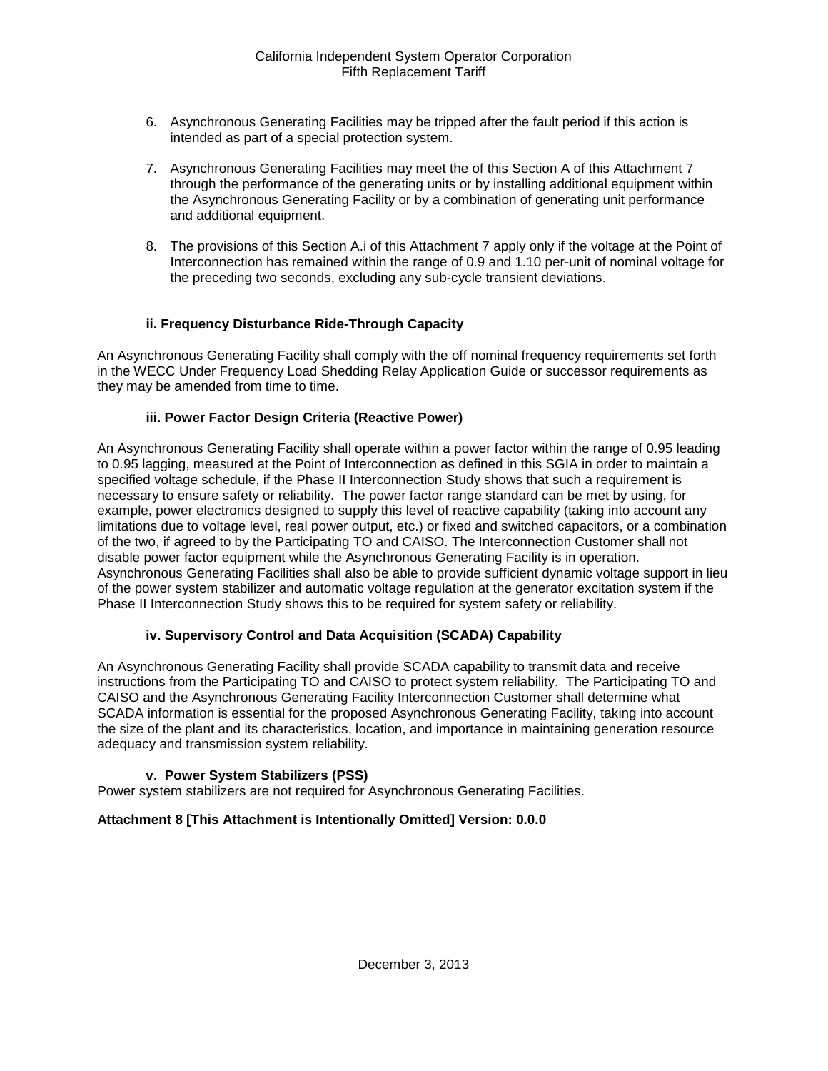6. Asynchronous Generating Facilities may be tripped after the fault period if this action is intended as part of a special protection system.

7. Asynchronous Generating Facilities may meet the of this Section A of this Attachment 7 through the performance of the generating units or by installing additional equipment within the Asynchronous Generating Facility or by a combination of generating unit performance and additional equipment.

8. The provisions of this Section A.i of this Attachment 7 apply only if the voltage at the Point of Interconnection has remained within the range of 0.9 and 1.10 per-unit of nominal voltage for the preceding two seconds, excluding any sub-cycle transient deviations.

**ii. Frequency Disturbance Ride-Through Capacity**

An Asynchronous Generating Facility shall comply with the off nominal frequency requirements set forth in the WECC Under Frequency Load Shedding Relay Application Guide or successor requirements as they may be amended from time to time.

**iii. Power Factor Design Criteria (Reactive Power)**

An Asynchronous Generating Facility shall operate within a power factor within the range of 0.95 leading to 0.95 lagging, measured at the Point of Interconnection as defined in this SGIA in order to maintain a specified voltage schedule, if the Phase II Interconnection Study shows that such a requirement is necessary to ensure safety or reliability. The power factor range standard can be met by using, for example, power electronics designed to supply this level of reactive capability (taking into account any limitations due to voltage level, real power output, etc.) or fixed and switched capacitors, or a combination of the two, if agreed to by the Participating TO and CAISO. The Interconnection Customer shall not disable power factor equipment while the Asynchronous Generating Facility is in operation. Asynchronous Generating Facilities shall also be able to provide sufficient dynamic voltage support in lieu of the power system stabilizer and automatic voltage regulation at the generator excitation system if the Phase II Interconnection Study shows this to be required for system safety or reliability.

**iv. Supervisory Control and Data Acquisition (SCADA) Capability**

An Asynchronous Generating Facility shall provide SCADA capability to transmit data and receive instructions from the Participating TO and CAISO to protect system reliability. The Participating TO and CAISO and the Asynchronous Generating Facility Interconnection Customer shall determine what SCADA information is essential for the proposed Asynchronous Generating Facility, taking into account the size of the plant and its characteristics, location, and importance in maintaining generation resource adequacy and transmission system reliability.

**v. Power System Stabilizers (PSS)**

Power system stabilizers are not required for Asynchronous Generating Facilities.

**Attachment 8 [This Attachment is Intentionally Omitted] Version: 0.0.0**